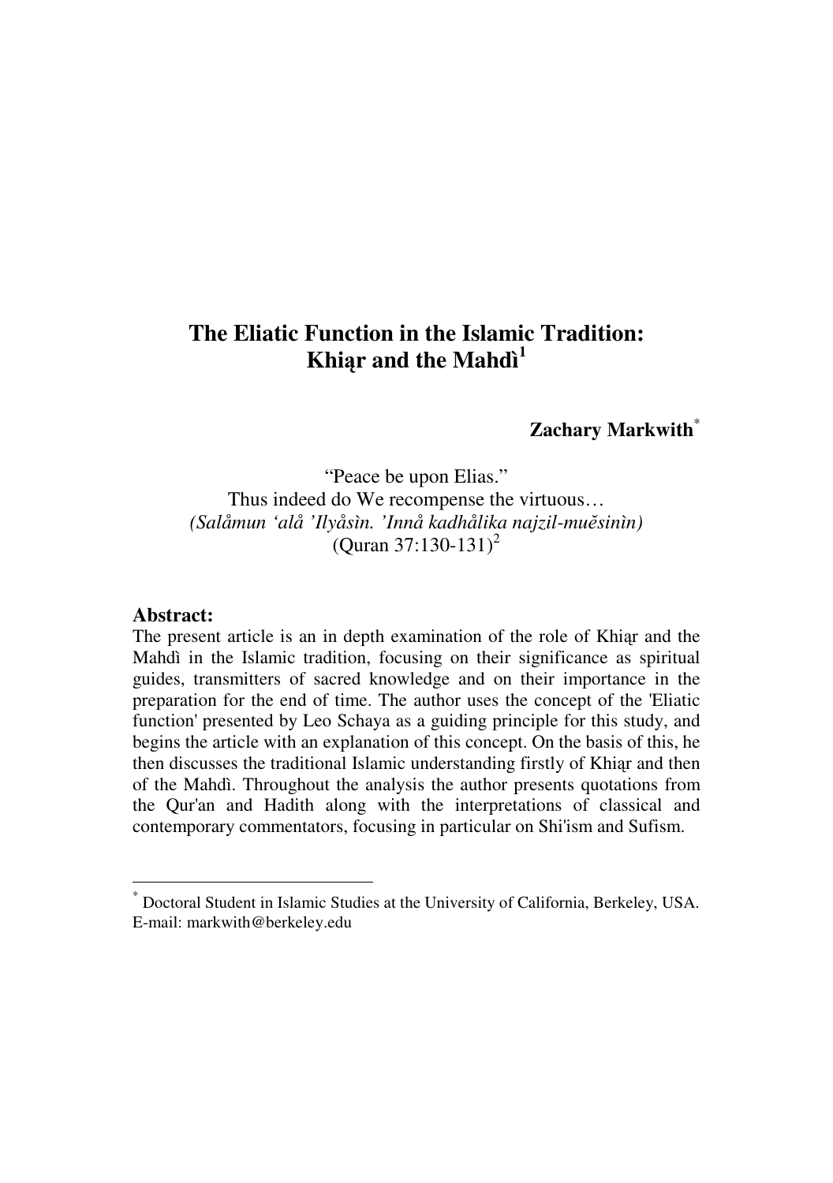# The Eliatic Function in the Islamic Tradition: Khiąr and the Mahdì[1]

**Zachary Markwith**[*]

"Peace be upon Elias."
Thus indeed do We recompense the virtuous…
*(Salåmun 'alå 'Ilyåsìn. 'Innå kadhålika najzil-muĕsinìn)*
(Quran 37:130-131)[2]

## Abstract:

The present article is an in depth examination of the role of Khiąr and the Mahdì in the Islamic tradition, focusing on their significance as spiritual guides, transmitters of sacred knowledge and on their importance in the preparation for the end of time. The author uses the concept of the 'Eliatic function' presented by Leo Schaya as a guiding principle for this study, and begins the article with an explanation of this concept. On the basis of this, he then discusses the traditional Islamic understanding firstly of Khiąr and then of the Mahdì. Throughout the analysis the author presents quotations from the Qur'an and Hadith along with the interpretations of classical and contemporary commentators, focusing in particular on Shi'ism and Sufism.

---

[*] Doctoral Student in Islamic Studies at the University of California, Berkeley, USA. E-mail: markwith@berkeley.edu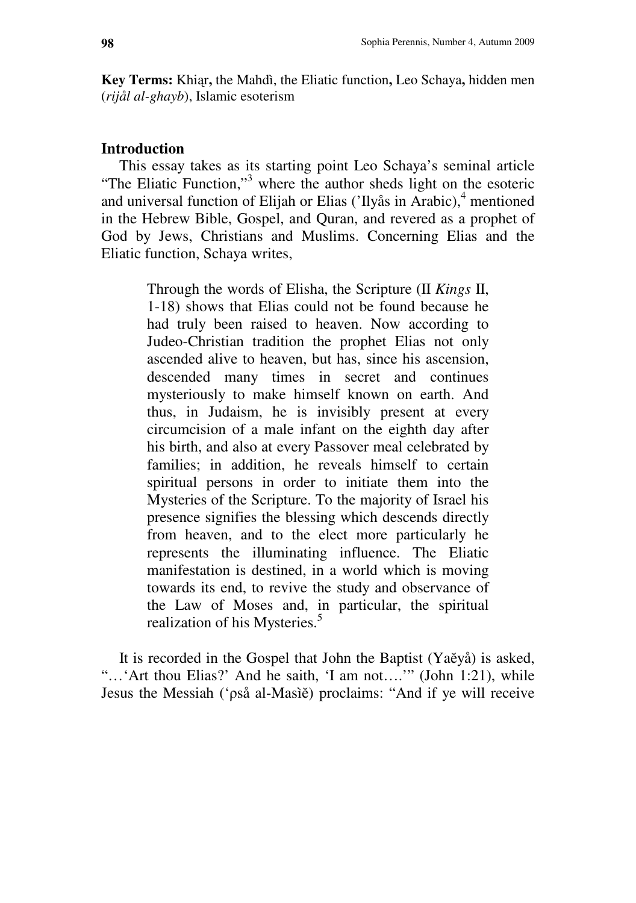**Key Terms:** Khiḍr**,** the Mahdì, the Eliatic function**,** Leo Schaya**,** hidden men (*rijål al-ghayb*), Islamic esoterism

## Introduction

This essay takes as its starting point Leo Schaya's seminal article "The Eliatic Function,"[3] where the author sheds light on the esoteric and universal function of Elijah or Elias ('Ilyås in Arabic),[4] mentioned in the Hebrew Bible, Gospel, and Quran, and revered as a prophet of God by Jews, Christians and Muslims. Concerning Elias and the Eliatic function, Schaya writes,

> Through the words of Elisha, the Scripture (II *Kings* II, 1-18) shows that Elias could not be found because he had truly been raised to heaven. Now according to Judeo-Christian tradition the prophet Elias not only ascended alive to heaven, but has, since his ascension, descended many times in secret and continues mysteriously to make himself known on earth. And thus, in Judaism, he is invisibly present at every circumcision of a male infant on the eighth day after his birth, and also at every Passover meal celebrated by families; in addition, he reveals himself to certain spiritual persons in order to initiate them into the Mysteries of the Scripture. To the majority of Israel his presence signifies the blessing which descends directly from heaven, and to the elect more particularly he represents the illuminating influence. The Eliatic manifestation is destined, in a world which is moving towards its end, to revive the study and observance of the Law of Moses and, in particular, the spiritual realization of his Mysteries.[5]

It is recorded in the Gospel that John the Baptist (Yaĕyå) is asked, "…'Art thou Elias?' And he saith, 'I am not….'" (John 1:21), while Jesus the Messiah ('ρså al-Masìĕ) proclaims: "And if ye will receive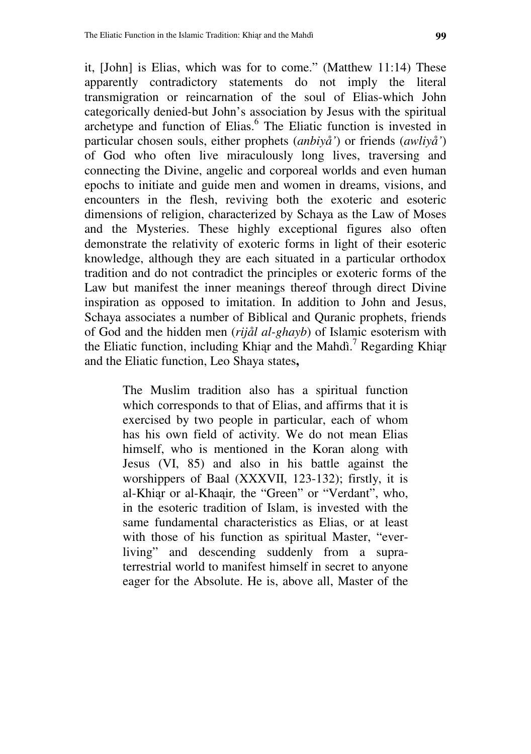it, [John] is Elias, which was for to come." (Matthew 11:14) These apparently contradictory statements do not imply the literal transmigration or reincarnation of the soul of Elias-which John categorically denied-but John's association by Jesus with the spiritual archetype and function of Elias.[6] The Eliatic function is invested in particular chosen souls, either prophets (*anbiyå'*) or friends (*awliyå'*) of God who often live miraculously long lives, traversing and connecting the Divine, angelic and corporeal worlds and even human epochs to initiate and guide men and women in dreams, visions, and encounters in the flesh, reviving both the exoteric and esoteric dimensions of religion, characterized by Schaya as the Law of Moses and the Mysteries. These highly exceptional figures also often demonstrate the relativity of exoteric forms in light of their esoteric knowledge, although they are each situated in a particular orthodox tradition and do not contradict the principles or exoteric forms of the Law but manifest the inner meanings thereof through direct Divine inspiration as opposed to imitation. In addition to John and Jesus, Schaya associates a number of Biblical and Quranic prophets, friends of God and the hidden men (*rijål al-ghayb*) of Islamic esoterism with the Eliatic function, including Khiḍr and the Mahdì.[7] Regarding Khiḍr and the Eliatic function, Leo Shaya states**,**

> The Muslim tradition also has a spiritual function which corresponds to that of Elias, and affirms that it is exercised by two people in particular, each of whom has his own field of activity. We do not mean Elias himself, who is mentioned in the Koran along with Jesus (VI, 85) and also in his battle against the worshippers of Baal (XXXVII, 123-132); firstly, it is al-Khiḍr or al-Khaḍir*,* the "Green" or "Verdant", who, in the esoteric tradition of Islam, is invested with the same fundamental characteristics as Elias, or at least with those of his function as spiritual Master, "ever-living" and descending suddenly from a supra-terrestrial world to manifest himself in secret to anyone eager for the Absolute. He is, above all, Master of the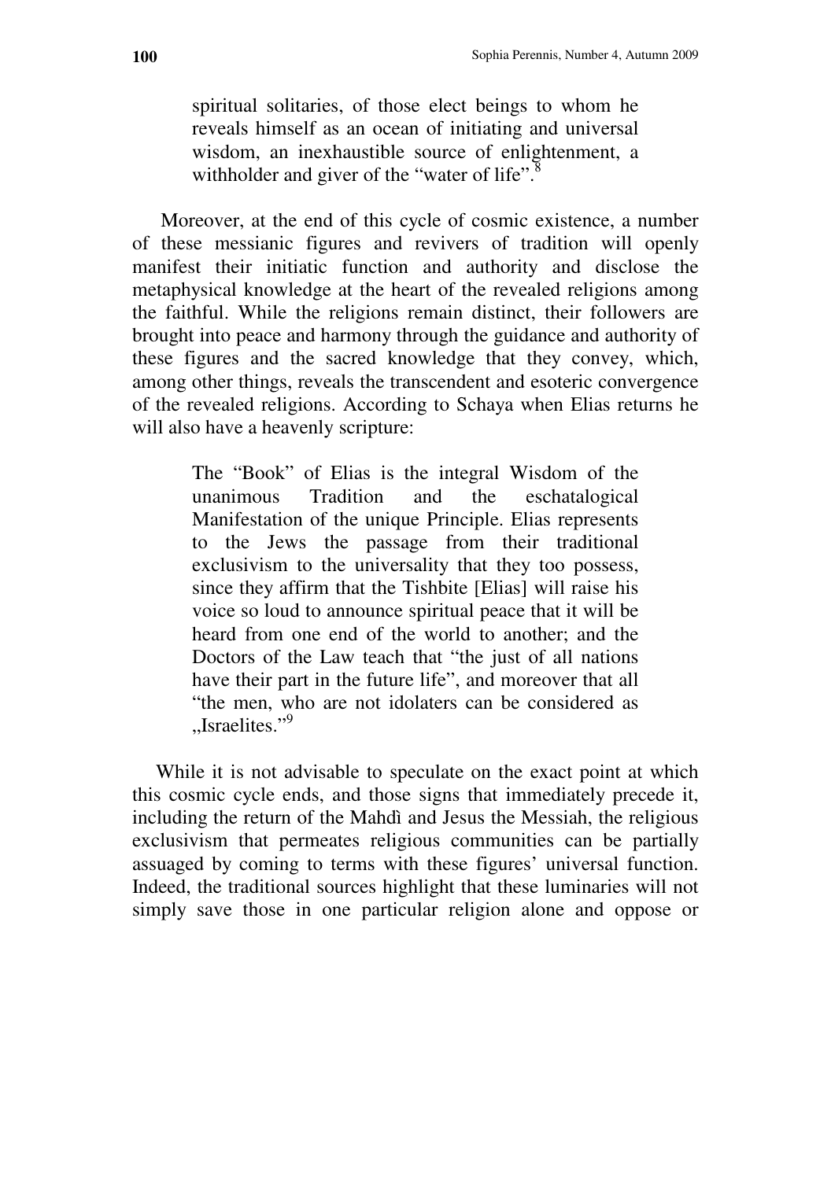> spiritual solitaries, of those elect beings to whom he reveals himself as an ocean of initiating and universal wisdom, an inexhaustible source of enlightenment, a withholder and giver of the "water of life".[8]

Moreover, at the end of this cycle of cosmic existence, a number of these messianic figures and revivers of tradition will openly manifest their initiatic function and authority and disclose the metaphysical knowledge at the heart of the revealed religions among the faithful. While the religions remain distinct, their followers are brought into peace and harmony through the guidance and authority of these figures and the sacred knowledge that they convey, which, among other things, reveals the transcendent and esoteric convergence of the revealed religions. According to Schaya when Elias returns he will also have a heavenly scripture:

> The "Book" of Elias is the integral Wisdom of the unanimous Tradition and the eschatological Manifestation of the unique Principle. Elias represents to the Jews the passage from their traditional exclusivism to the universality that they too possess, since they affirm that the Tishbite [Elias] will raise his voice so loud to announce spiritual peace that it will be heard from one end of the world to another; and the Doctors of the Law teach that "the just of all nations have their part in the future life", and moreover that all "the men, who are not idolaters can be considered as „Israelites."[9]

While it is not advisable to speculate on the exact point at which this cosmic cycle ends, and those signs that immediately precede it, including the return of the Mahdì and Jesus the Messiah, the religious exclusivism that permeates religious communities can be partially assuaged by coming to terms with these figures' universal function. Indeed, the traditional sources highlight that these luminaries will not simply save those in one particular religion alone and oppose or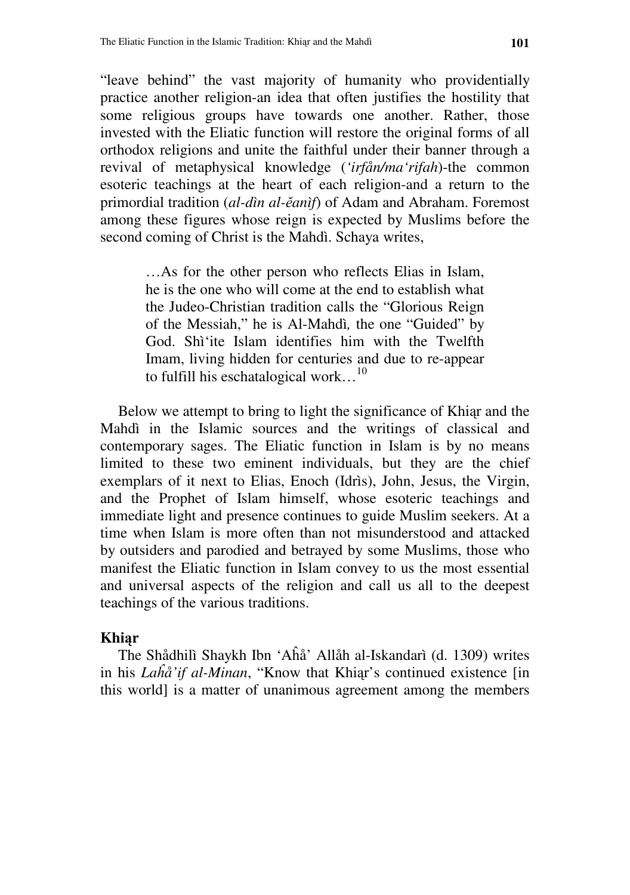"leave behind" the vast majority of humanity who providentially practice another religion-an idea that often justifies the hostility that some religious groups have towards one another. Rather, those invested with the Eliatic function will restore the original forms of all orthodox religions and unite the faithful under their banner through a revival of metaphysical knowledge (*'irfån/ma'rifah*)-the common esoteric teachings at the heart of each religion-and a return to the primordial tradition (*al-dìn al-ĕanìf*) of Adam and Abraham. Foremost among these figures whose reign is expected by Muslims before the second coming of Christ is the Mahdì. Schaya writes,

> …As for the other person who reflects Elias in Islam, he is the one who will come at the end to establish what the Judeo-Christian tradition calls the "Glorious Reign of the Messiah," he is Al-Mahdì, the one "Guided" by God. Shì'ite Islam identifies him with the Twelfth Imam, living hidden for centuries and due to re-appear to fulfill his eschatological work…[10]

Below we attempt to bring to light the significance of Khiąr and the Mahdì in the Islamic sources and the writings of classical and contemporary sages. The Eliatic function in Islam is by no means limited to these two eminent individuals, but they are the chief exemplars of it next to Elias, Enoch (Idrìs), John, Jesus, the Virgin, and the Prophet of Islam himself, whose esoteric teachings and immediate light and presence continues to guide Muslim seekers. At a time when Islam is more often than not misunderstood and attacked by outsiders and parodied and betrayed by some Muslims, those who manifest the Eliatic function in Islam convey to us the most essential and universal aspects of the religion and call us all to the deepest teachings of the various traditions.

## Khiąr

The Shådhilì Shaykh Ibn 'Aĥå' Allåh al-Iskandarì (d. 1309) writes in his *Laĥå'if al-Minan*, "Know that Khiąr's continued existence [in this world] is a matter of unanimous agreement among the members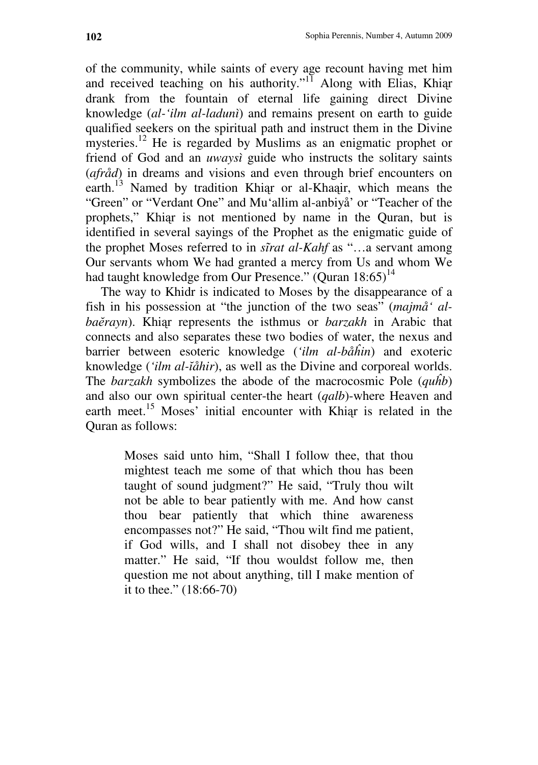of the community, while saints of every age recount having met him and received teaching on his authority."[11] Along with Elias, Khiḍr drank from the fountain of eternal life gaining direct Divine knowledge (*al-'ilm al-ladunì*) and remains present on earth to guide qualified seekers on the spiritual path and instruct them in the Divine mysteries.[12] He is regarded by Muslims as an enigmatic prophet or friend of God and an *uwaysì* guide who instructs the solitary saints (*afråd*) in dreams and visions and even through brief encounters on earth.[13] Named by tradition Khiḍr or al-Khaḍir, which means the "Green" or "Verdant One" and Mu'allim al-anbiyå' or "Teacher of the prophets," Khiḍr is not mentioned by name in the Quran, but is identified in several sayings of the Prophet as the enigmatic guide of the prophet Moses referred to in *sĩrat al-Kahf* as "…a servant among Our servants whom We had granted a mercy from Us and whom We had taught knowledge from Our Presence." (Quran 18:65)[14]

The way to Khidr is indicated to Moses by the disappearance of a fish in his possession at "the junction of the two seas" (*majmå' al-baĕrayn*). Khiḍr represents the isthmus or *barzakh* in Arabic that connects and also separates these two bodies of water, the nexus and barrier between esoteric knowledge (*'ilm al-båĥin*) and exoteric knowledge (*'ilm al-ĭåhir*), as well as the Divine and corporeal worlds. The *barzakh* symbolizes the abode of the macrocosmic Pole (*quĥb*) and also our own spiritual center-the heart (*qalb*)-where Heaven and earth meet.[15] Moses' initial encounter with Khiḍr is related in the Quran as follows:

> Moses said unto him, "Shall I follow thee, that thou mightest teach me some of that which thou has been taught of sound judgment?" He said, "Truly thou wilt not be able to bear patiently with me. And how canst thou bear patiently that which thine awareness encompasses not?" He said, "Thou wilt find me patient, if God wills, and I shall not disobey thee in any matter." He said, "If thou wouldst follow me, then question me not about anything, till I make mention of it to thee." (18:66-70)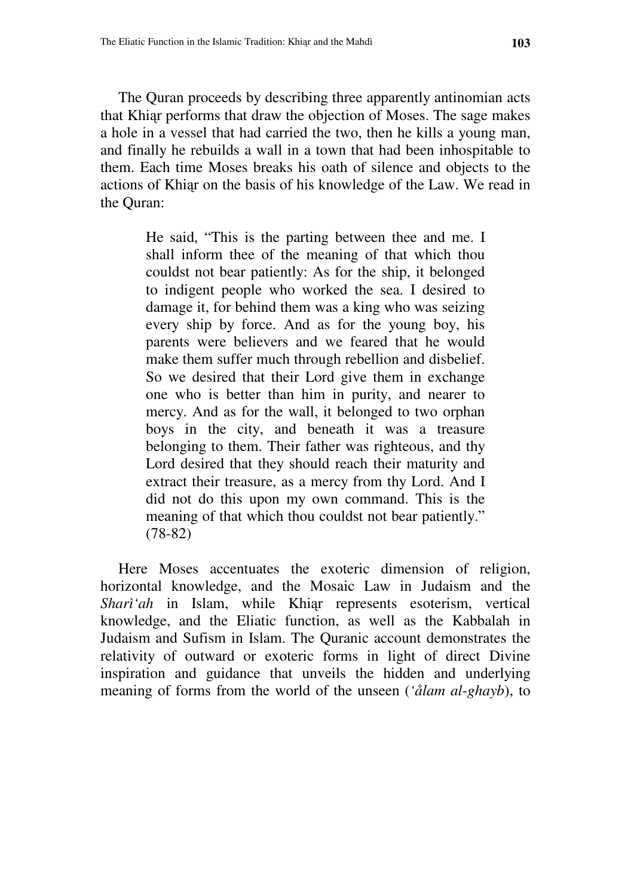The Quran proceeds by describing three apparently antinomian acts that Khiḍr performs that draw the objection of Moses. The sage makes a hole in a vessel that had carried the two, then he kills a young man, and finally he rebuilds a wall in a town that had been inhospitable to them. Each time Moses breaks his oath of silence and objects to the actions of Khiḍr on the basis of his knowledge of the Law. We read in the Quran:

> He said, "This is the parting between thee and me. I shall inform thee of the meaning of that which thou couldst not bear patiently: As for the ship, it belonged to indigent people who worked the sea. I desired to damage it, for behind them was a king who was seizing every ship by force. And as for the young boy, his parents were believers and we feared that he would make them suffer much through rebellion and disbelief. So we desired that their Lord give them in exchange one who is better than him in purity, and nearer to mercy. And as for the wall, it belonged to two orphan boys in the city, and beneath it was a treasure belonging to them. Their father was righteous, and thy Lord desired that they should reach their maturity and extract their treasure, as a mercy from thy Lord. And I did not do this upon my own command. This is the meaning of that which thou couldst not bear patiently." (78-82)

Here Moses accentuates the exoteric dimension of religion, horizontal knowledge, and the Mosaic Law in Judaism and the *Sharì'ah* in Islam, while Khiḍr represents esoterism, vertical knowledge, and the Eliatic function, as well as the Kabbalah in Judaism and Sufism in Islam. The Quranic account demonstrates the relativity of outward or exoteric forms in light of direct Divine inspiration and guidance that unveils the hidden and underlying meaning of forms from the world of the unseen (*'ålam al-ghayb*), to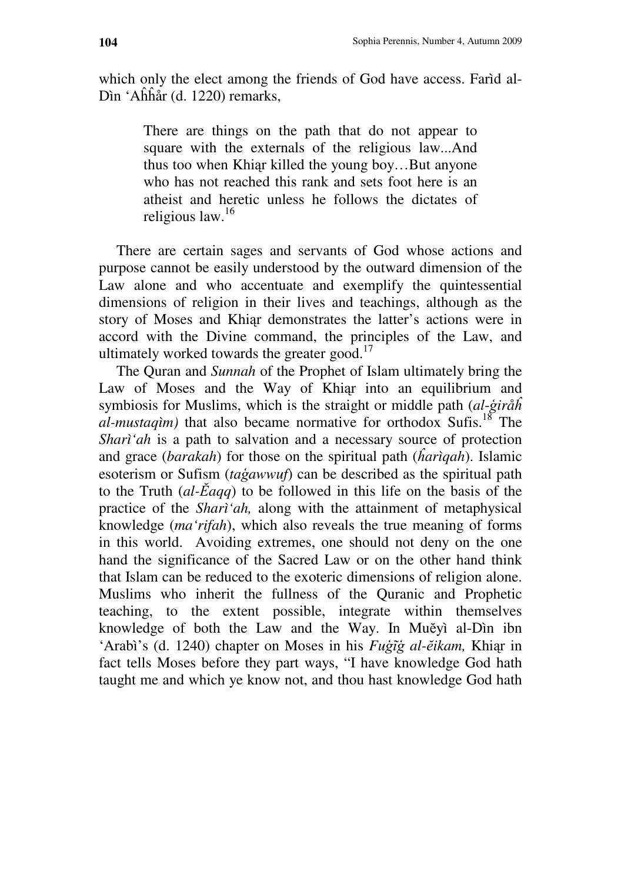which only the elect among the friends of God have access. Farìd al-Dìn 'Aĥĥår (d. 1220) remarks,

> There are things on the path that do not appear to square with the externals of the religious law...And thus too when Khiąr killed the young boy…But anyone who has not reached this rank and sets foot here is an atheist and heretic unless he follows the dictates of religious law.[16]

There are certain sages and servants of God whose actions and purpose cannot be easily understood by the outward dimension of the Law alone and who accentuate and exemplify the quintessential dimensions of religion in their lives and teachings, although as the story of Moses and Khiąr demonstrates the latter's actions were in accord with the Divine command, the principles of the Law, and ultimately worked towards the greater good.[17]

The Quran and *Sunnah* of the Prophet of Islam ultimately bring the Law of Moses and the Way of Khiąr into an equilibrium and symbiosis for Muslims, which is the straight or middle path (*al-ģiråĥ al-mustaqìm)* that also became normative for orthodox Sufis.[18] The *Sharì'ah* is a path to salvation and a necessary source of protection and grace (*barakah*) for those on the spiritual path (*ĥarìqah*). Islamic esoterism or Sufism (*taģawwuf*) can be described as the spiritual path to the Truth (*al-Ĕaqq*) to be followed in this life on the basis of the practice of the *Sharì'ah,* along with the attainment of metaphysical knowledge (*ma'rifah*), which also reveals the true meaning of forms in this world. Avoiding extremes, one should not deny on the one hand the significance of the Sacred Law or on the other hand think that Islam can be reduced to the exoteric dimensions of religion alone. Muslims who inherit the fullness of the Quranic and Prophetic teaching, to the extent possible, integrate within themselves knowledge of both the Law and the Way. In Muĕyì al-Dìn ibn 'Arabì's (d. 1240) chapter on Moses in his *Fuģũģ al-ĕikam,* Khiąr in fact tells Moses before they part ways, "I have knowledge God hath taught me and which ye know not, and thou hast knowledge God hath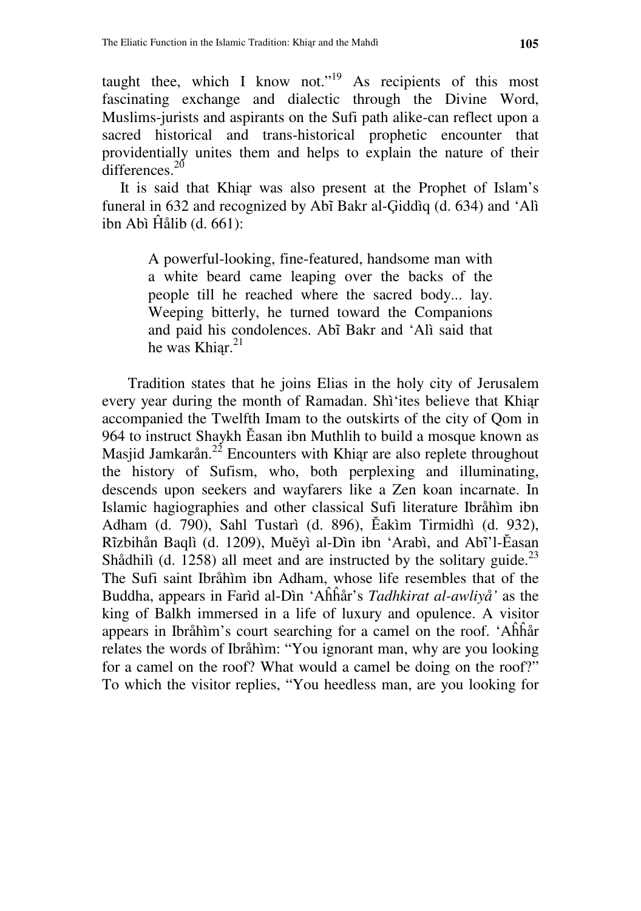taught thee, which I know not."[19] As recipients of this most fascinating exchange and dialectic through the Divine Word, Muslims-jurists and aspirants on the Sufi path alike-can reflect upon a sacred historical and trans-historical prophetic encounter that providentially unites them and helps to explain the nature of their differences.[20]

It is said that Khiạr was also present at the Prophet of Islam's funeral in 632 and recognized by Abĩ Bakr al-Ģiddìq (d. 634) and 'Alì ibn Abì Ĥålib (d. 661):

> A powerful-looking, fine-featured, handsome man with a white beard came leaping over the backs of the people till he reached where the sacred body... lay. Weeping bitterly, he turned toward the Companions and paid his condolences. Abĩ Bakr and 'Alì said that he was Khiạr.[21]

Tradition states that he joins Elias in the holy city of Jerusalem every year during the month of Ramadan. Shì'ites believe that Khiạr accompanied the Twelfth Imam to the outskirts of the city of Qom in 964 to instruct Shaykh Ĕasan ibn Muthlih to build a mosque known as Masjid Jamkarån.[22] Encounters with Khiạr are also replete throughout the history of Sufism, who, both perplexing and illuminating, descends upon seekers and wayfarers like a Zen koan incarnate. In Islamic hagiographies and other classical Sufi literature Ibråhìm ibn Adham (d. 790), Sahl Tustarì (d. 896), Ĕakìm Tirmidhì (d. 932), Rĩzbihån Baqlì (d. 1209), Muĕyì al-Dìn ibn 'Arabì, and Abĩ'l-Ĕasan Shådhilì (d. 1258) all meet and are instructed by the solitary guide.[23] The Sufi saint Ibråhìm ibn Adham, whose life resembles that of the Buddha, appears in Farìd al-Dìn 'AĥĥÅr's *Tadhkirat al-awliyå'* as the king of Balkh immersed in a life of luxury and opulence. A visitor appears in Ibråhìm's court searching for a camel on the roof. 'AĥĥÅr relates the words of Ibråhìm: "You ignorant man, why are you looking for a camel on the roof? What would a camel be doing on the roof?" To which the visitor replies, "You heedless man, are you looking for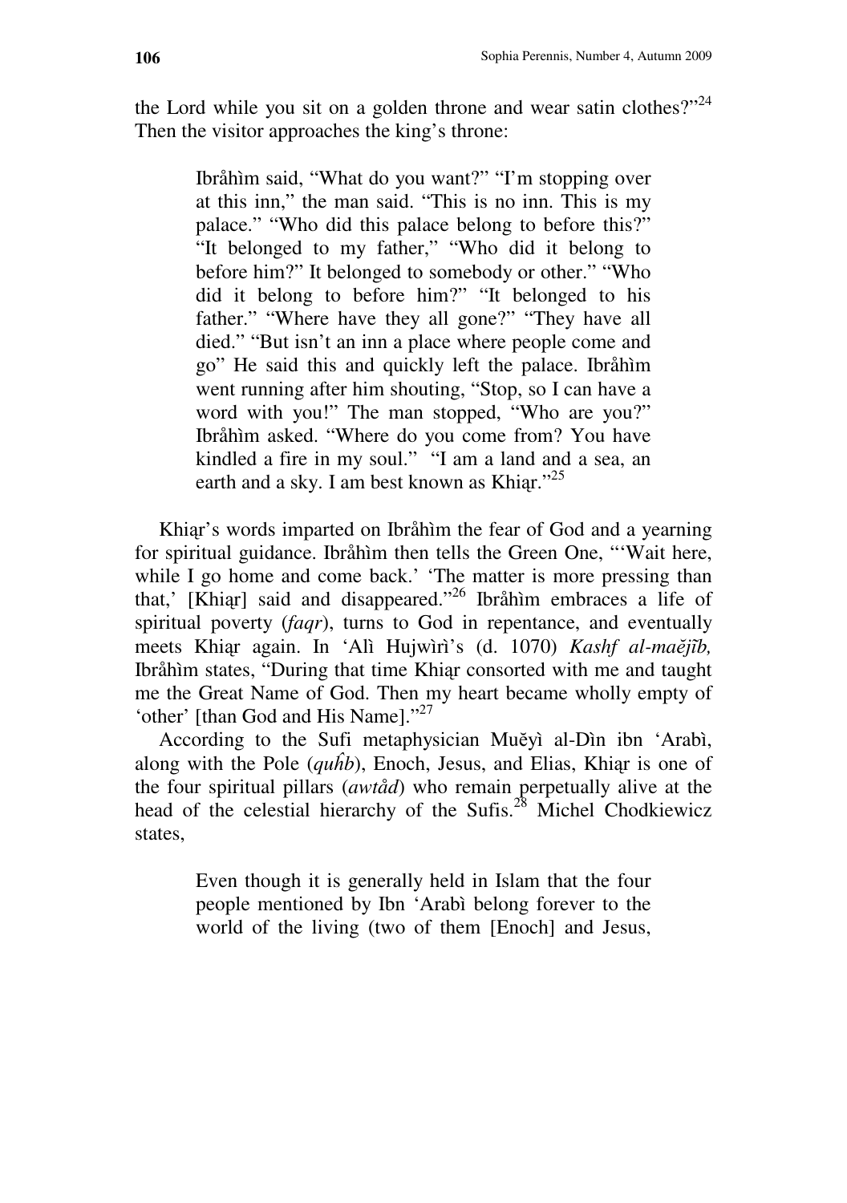the Lord while you sit on a golden throne and wear satin clothes?"[24] Then the visitor approaches the king's throne:

> Ibråhìm said, "What do you want?" "I'm stopping over at this inn," the man said. "This is no inn. This is my palace." "Who did this palace belong to before this?" "It belonged to my father," "Who did it belong to before him?" It belonged to somebody or other." "Who did it belong to before him?" "It belonged to his father." "Where have they all gone?" "They have all died." "But isn't an inn a place where people come and go" He said this and quickly left the palace. Ibråhìm went running after him shouting, "Stop, so I can have a word with you!" The man stopped, "Who are you?" Ibråhìm asked. "Where do you come from? You have kindled a fire in my soul." "I am a land and a sea, an earth and a sky. I am best known as Khiạr."[25]

Khiạr's words imparted on Ibråhìm the fear of God and a yearning for spiritual guidance. Ibråhìm then tells the Green One, "'Wait here, while I go home and come back.' 'The matter is more pressing than that,' [Khiạr] said and disappeared."[26] Ibråhìm embraces a life of spiritual poverty (*faqr*), turns to God in repentance, and eventually meets Khiạr again. In 'Alì Hujwìrì's (d. 1070) *Kashf al-maĕjĩb,* Ibråhìm states, "During that time Khiạr consorted with me and taught me the Great Name of God. Then my heart became wholly empty of 'other' [than God and His Name]."[27]

According to the Sufi metaphysician Muĕyì al-Dìn ibn 'Arabì, along with the Pole (*quĥb*), Enoch, Jesus, and Elias, Khiạr is one of the four spiritual pillars (*awtåd*) who remain perpetually alive at the head of the celestial hierarchy of the Sufis.[28] Michel Chodkiewicz states,

> Even though it is generally held in Islam that the four people mentioned by Ibn 'Arabì belong forever to the world of the living (two of them [Enoch] and Jesus,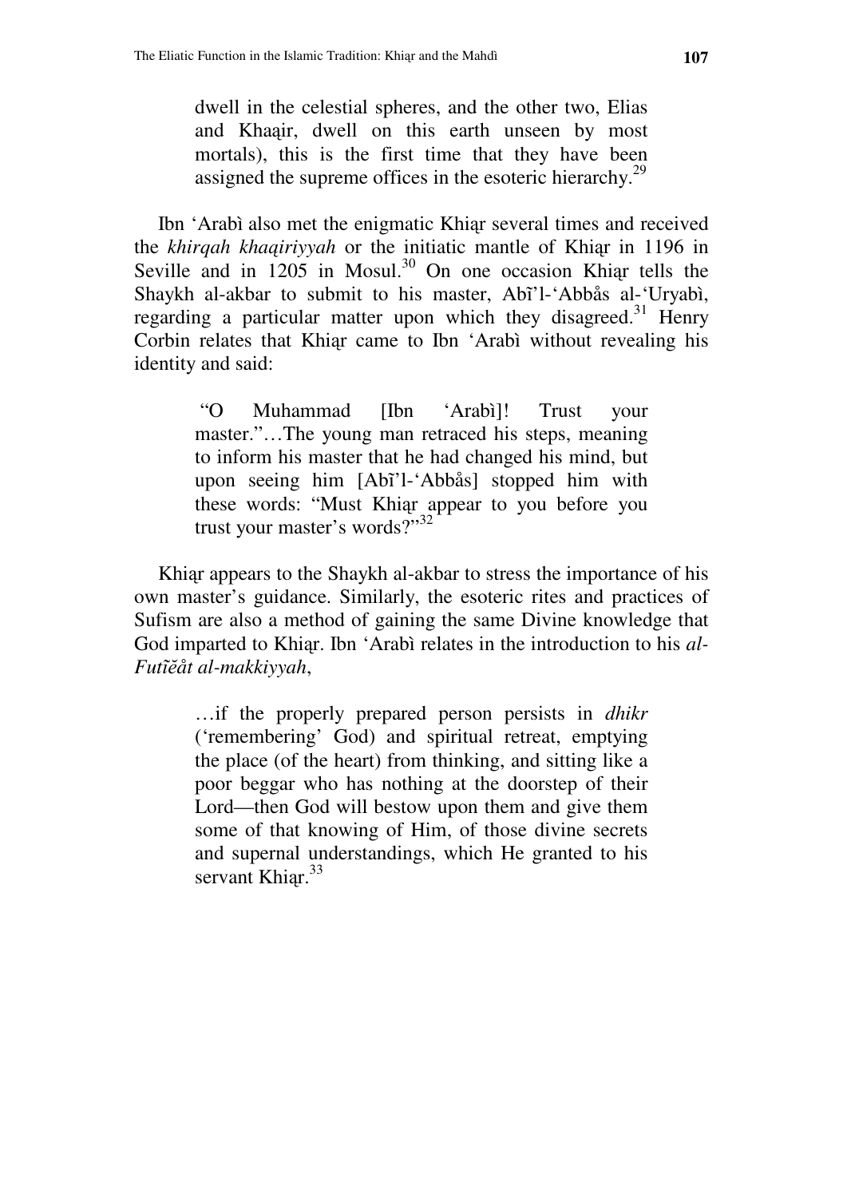> dwell in the celestial spheres, and the other two, Elias and Khaḍir, dwell on this earth unseen by most mortals), this is the first time that they have been assigned the supreme offices in the esoteric hierarchy.[29]

Ibn 'Arabì also met the enigmatic Khiḍr several times and received the *khirqah khaḍiriyyah* or the initiatic mantle of Khiḍr in 1196 in Seville and in 1205 in Mosul.[30] On one occasion Khiḍr tells the Shaykh al-akbar to submit to his master, Abî'l-'Abbås al-'Uryabì, regarding a particular matter upon which they disagreed.[31] Henry Corbin relates that Khiḍr came to Ibn 'Arabì without revealing his identity and said:

> "O Muhammad [Ibn 'Arabì]! Trust your master."…The young man retraced his steps, meaning to inform his master that he had changed his mind, but upon seeing him [Abî'l-'Abbås] stopped him with these words: "Must Khiḍr appear to you before you trust your master's words?"[32]

Khiḍr appears to the Shaykh al-akbar to stress the importance of his own master's guidance. Similarly, the esoteric rites and practices of Sufism are also a method of gaining the same Divine knowledge that God imparted to Khiḍr. Ibn 'Arabì relates in the introduction to his *al-Futîĕåt al-makkiyyah*,

> …if the properly prepared person persists in *dhikr* ('remembering' God) and spiritual retreat, emptying the place (of the heart) from thinking, and sitting like a poor beggar who has nothing at the doorstep of their Lord—then God will bestow upon them and give them some of that knowing of Him, of those divine secrets and supernal understandings, which He granted to his servant Khiḍr.[33]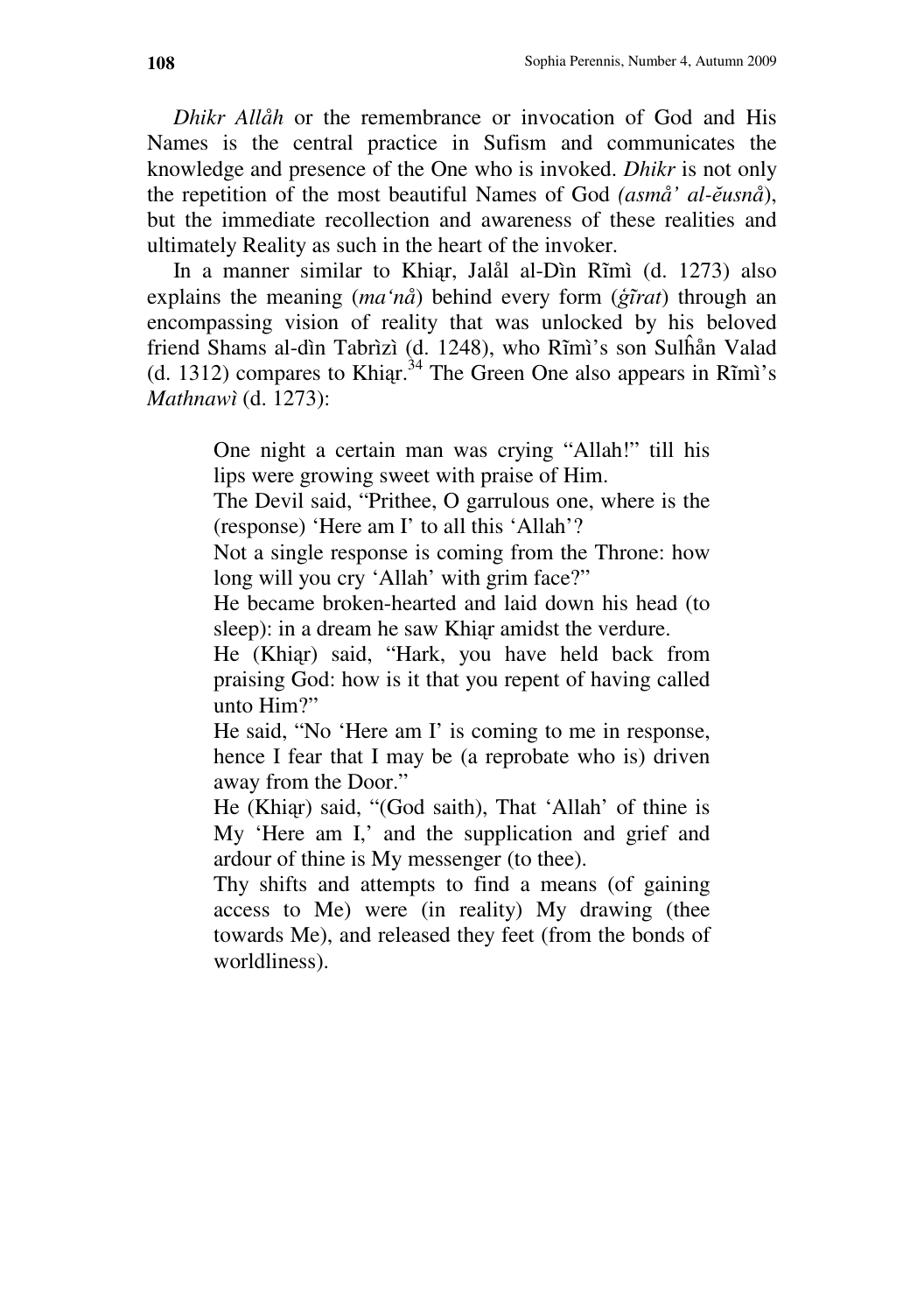*Dhikr Allåh* or the remembrance or invocation of God and His Names is the central practice in Sufism and communicates the knowledge and presence of the One who is invoked. *Dhikr* is not only the repetition of the most beautiful Names of God *(asmå' al-ĕusnå*), but the immediate recollection and awareness of these realities and ultimately Reality as such in the heart of the invoker.

In a manner similar to Khiąr, Jalål al-Dìn Rĩmì (d. 1273) also explains the meaning (*ma'nå*) behind every form (*ģĩrat*) through an encompassing vision of reality that was unlocked by his beloved friend Shams al-dìn Tabrìzì (d. 1248), who Rĩmì's son Sulĥån Valad (d. 1312) compares to Khiąr.[34] The Green One also appears in Rĩmì's *Mathnawì* (d. 1273):

> One night a certain man was crying "Allah!" till his lips were growing sweet with praise of Him.
>
> The Devil said, "Prithee, O garrulous one, where is the (response) 'Here am I' to all this 'Allah'?
>
> Not a single response is coming from the Throne: how long will you cry 'Allah' with grim face?"
>
> He became broken-hearted and laid down his head (to sleep): in a dream he saw Khiąr amidst the verdure.
>
> He (Khiąr) said, "Hark, you have held back from praising God: how is it that you repent of having called unto Him?"
>
> He said, "No 'Here am I' is coming to me in response, hence I fear that I may be (a reprobate who is) driven away from the Door."
>
> He (Khiąr) said, "(God saith), That 'Allah' of thine is My 'Here am I,' and the supplication and grief and ardour of thine is My messenger (to thee).
>
> Thy shifts and attempts to find a means (of gaining access to Me) were (in reality) My drawing (thee towards Me), and released they feet (from the bonds of worldliness).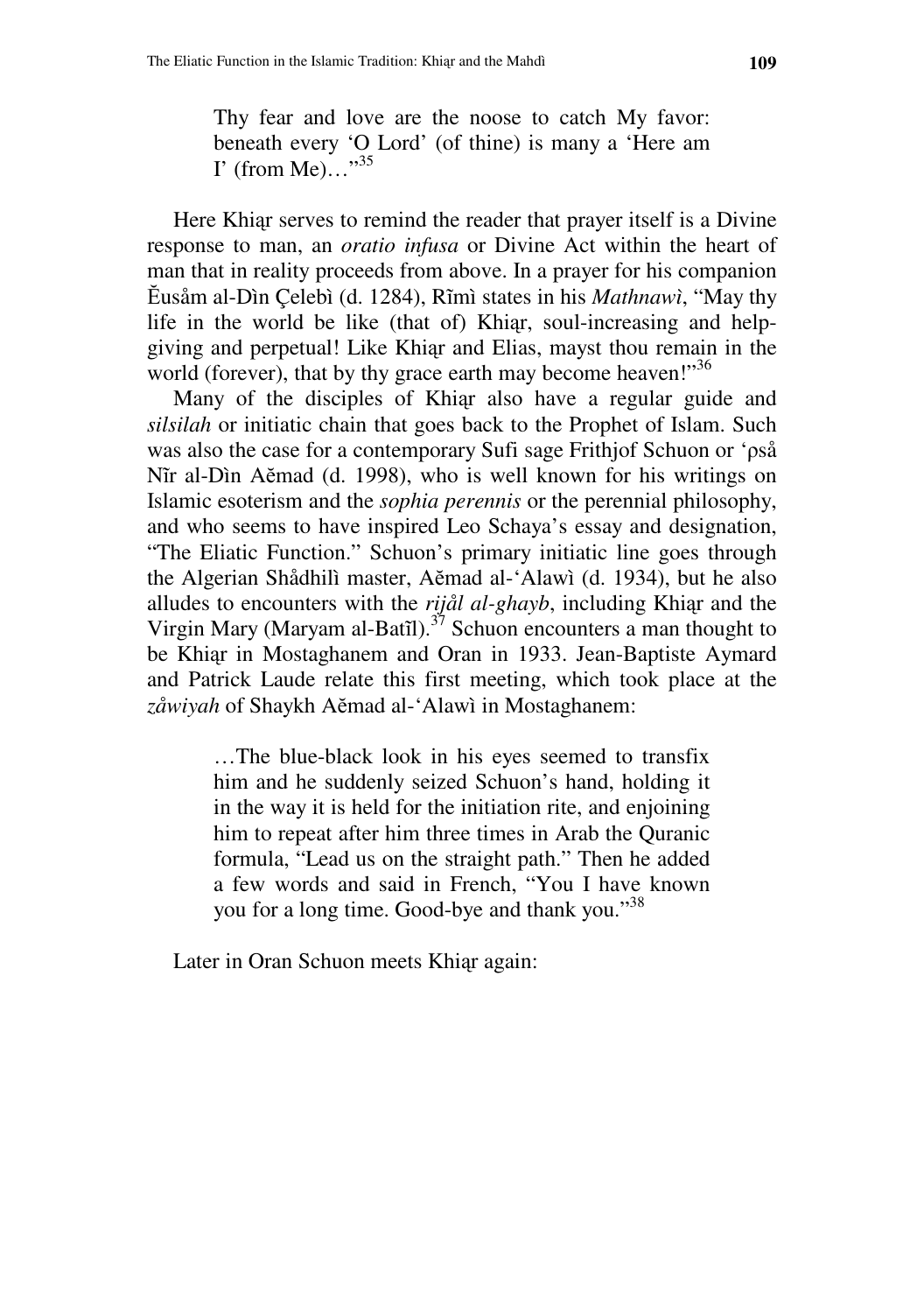> Thy fear and love are the noose to catch My favor: beneath every 'O Lord' (of thine) is many a 'Here am I' (from Me)…"[35]

Here Khiḍr serves to remind the reader that prayer itself is a Divine response to man, an *oratio infusa* or Divine Act within the heart of man that in reality proceeds from above. In a prayer for his companion Ĕusåm al-Dìn Çelebì (d. 1284), Rĩmì states in his *Mathnawì*, "May thy life in the world be like (that of) Khiḍr, soul-increasing and help-giving and perpetual! Like Khiḍr and Elias, mayst thou remain in the world (forever), that by thy grace earth may become heaven!"[36]

Many of the disciples of Khiḍr also have a regular guide and *silsilah* or initiatic chain that goes back to the Prophet of Islam. Such was also the case for a contemporary Sufi sage Frithjof Schuon or 'ρså Nĩr al-Dìn Aĕmad (d. 1998), who is well known for his writings on Islamic esoterism and the *sophia perennis* or the perennial philosophy, and who seems to have inspired Leo Schaya's essay and designation, "The Eliatic Function." Schuon's primary initiatic line goes through the Algerian Shådhilì master, Aĕmad al-'Alawì (d. 1934), but he also alludes to encounters with the *rijål al-ghayb*, including Khiḍr and the Virgin Mary (Maryam al-Batĩl).[37] Schuon encounters a man thought to be Khiḍr in Mostaghanem and Oran in 1933. Jean-Baptiste Aymard and Patrick Laude relate this first meeting, which took place at the *zåwiyah* of Shaykh Aĕmad al-'Alawì in Mostaghanem:

> …The blue-black look in his eyes seemed to transfix him and he suddenly seized Schuon's hand, holding it in the way it is held for the initiation rite, and enjoining him to repeat after him three times in Arab the Quranic formula, "Lead us on the straight path." Then he added a few words and said in French, "You I have known you for a long time. Good-bye and thank you."[38]

Later in Oran Schuon meets Khiḍr again: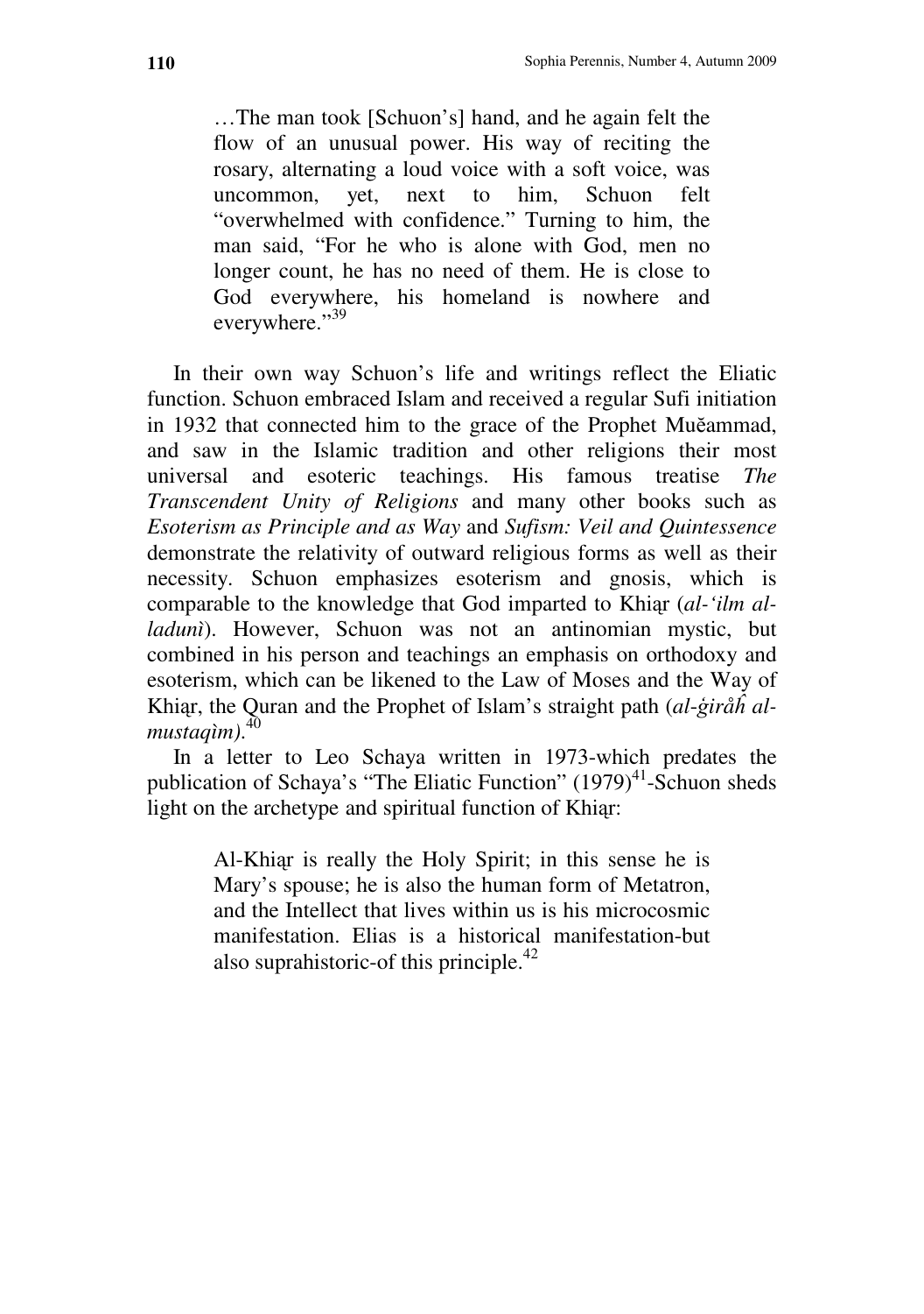> …The man took [Schuon's] hand, and he again felt the flow of an unusual power. His way of reciting the rosary, alternating a loud voice with a soft voice, was uncommon, yet, next to him, Schuon felt "overwhelmed with confidence." Turning to him, the man said, "For he who is alone with God, men no longer count, he has no need of them. He is close to God everywhere, his homeland is nowhere and everywhere."[39]

In their own way Schuon's life and writings reflect the Eliatic function. Schuon embraced Islam and received a regular Sufi initiation in 1932 that connected him to the grace of the Prophet Muĕammad, and saw in the Islamic tradition and other religions their most universal and esoteric teachings. His famous treatise *The Transcendent Unity of Religions* and many other books such as *Esoterism as Principle and as Way* and *Sufism: Veil and Quintessence* demonstrate the relativity of outward religious forms as well as their necessity. Schuon emphasizes esoterism and gnosis, which is comparable to the knowledge that God imparted to Khiąr (*al-'ilm al-ladunì*). However, Schuon was not an antinomian mystic, but combined in his person and teachings an emphasis on orthodoxy and esoterism, which can be likened to the Law of Moses and the Way of Khiąr, the Quran and the Prophet of Islam's straight path (*al-ģiråĥ al-mustaqìm).*[40]

In a letter to Leo Schaya written in 1973-which predates the publication of Schaya's "The Eliatic Function" (1979)[41]-Schuon sheds light on the archetype and spiritual function of Khiąr:

> Al-Khiąr is really the Holy Spirit; in this sense he is Mary's spouse; he is also the human form of Metatron, and the Intellect that lives within us is his microcosmic manifestation. Elias is a historical manifestation-but also suprahistoric-of this principle.[42]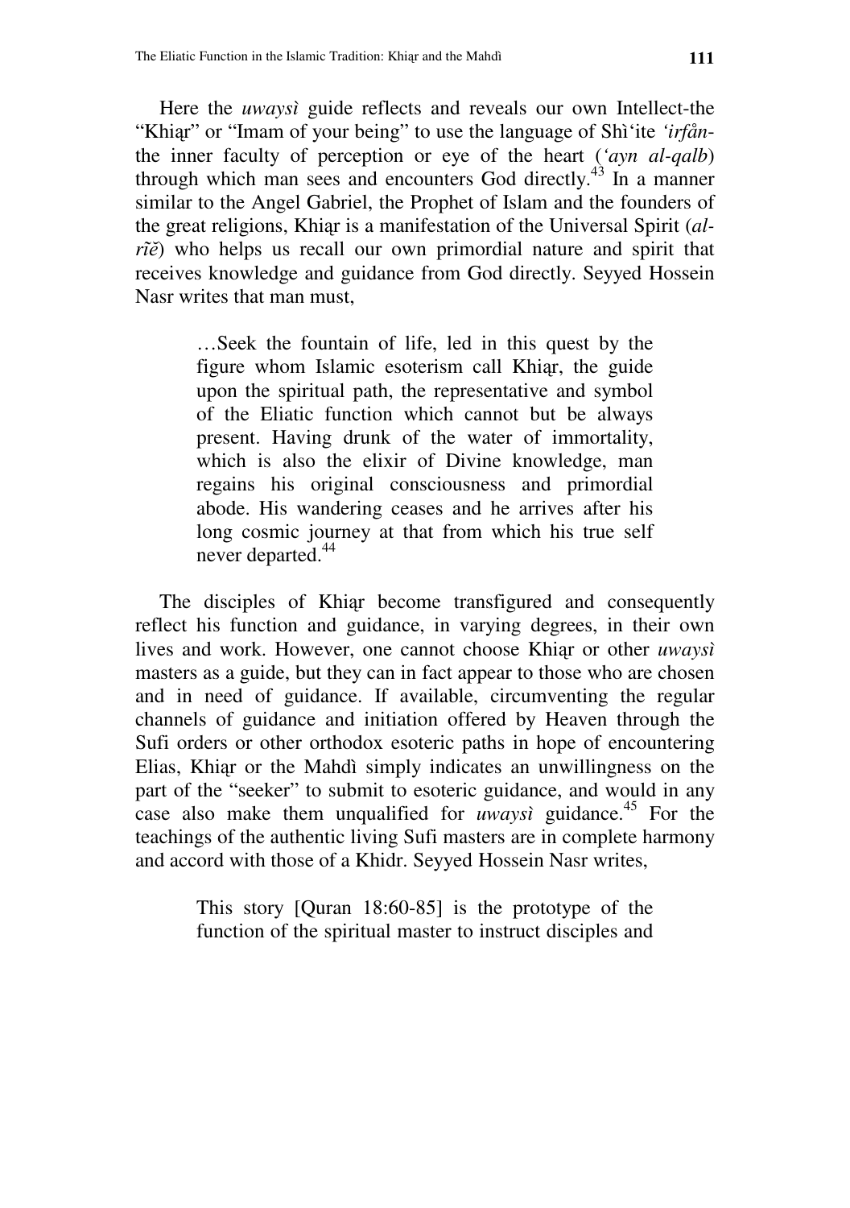Here the *uwaysì* guide reflects and reveals our own Intellect-the "Khiḍr" or "Imam of your being" to use the language of Shì'ite *'irfån*-the inner faculty of perception or eye of the heart (*'ayn al-qalb*) through which man sees and encounters God directly.[43] In a manner similar to the Angel Gabriel, the Prophet of Islam and the founders of the great religions, Khiḍr is a manifestation of the Universal Spirit (*al-rĩĕ*) who helps us recall our own primordial nature and spirit that receives knowledge and guidance from God directly. Seyyed Hossein Nasr writes that man must,

> …Seek the fountain of life, led in this quest by the figure whom Islamic esoterism call Khiḍr, the guide upon the spiritual path, the representative and symbol of the Eliatic function which cannot but be always present. Having drunk of the water of immortality, which is also the elixir of Divine knowledge, man regains his original consciousness and primordial abode. His wandering ceases and he arrives after his long cosmic journey at that from which his true self never departed.[44]

The disciples of Khiḍr become transfigured and consequently reflect his function and guidance, in varying degrees, in their own lives and work. However, one cannot choose Khiḍr or other *uwaysì* masters as a guide, but they can in fact appear to those who are chosen and in need of guidance. If available, circumventing the regular channels of guidance and initiation offered by Heaven through the Sufi orders or other orthodox esoteric paths in hope of encountering Elias, Khiḍr or the Mahdì simply indicates an unwillingness on the part of the "seeker" to submit to esoteric guidance, and would in any case also make them unqualified for *uwaysì* guidance.[45] For the teachings of the authentic living Sufi masters are in complete harmony and accord with those of a Khidr. Seyyed Hossein Nasr writes,

> This story [Quran 18:60-85] is the prototype of the function of the spiritual master to instruct disciples and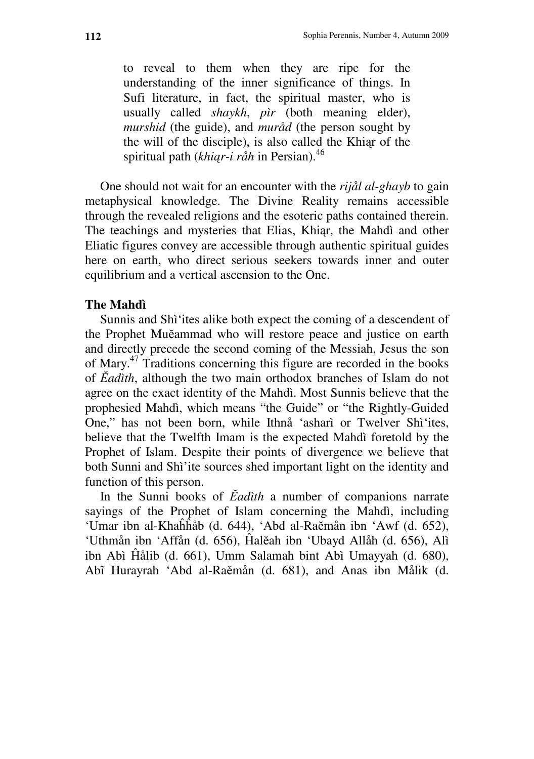to reveal to them when they are ripe for the understanding of the inner significance of things. In Sufi literature, in fact, the spiritual master, who is usually called *shaykh*, *pìr* (both meaning elder), *murshid* (the guide), and *muråd* (the person sought by the will of the disciple), is also called the Khiąr of the spiritual path (*khiąr-i råh* in Persian).[46]

One should not wait for an encounter with the *rijål al-ghayb* to gain metaphysical knowledge. The Divine Reality remains accessible through the revealed religions and the esoteric paths contained therein. The teachings and mysteries that Elias, Khiąr, the Mahdì and other Eliatic figures convey are accessible through authentic spiritual guides here on earth, who direct serious seekers towards inner and outer equilibrium and a vertical ascension to the One.

### The Mahdì

Sunnis and Shì'ites alike both expect the coming of a descendent of the Prophet Muĕammad who will restore peace and justice on earth and directly precede the second coming of the Messiah, Jesus the son of Mary.[47] Traditions concerning this figure are recorded in the books of *Ĕadìth*, although the two main orthodox branches of Islam do not agree on the exact identity of the Mahdì. Most Sunnis believe that the prophesied Mahdì, which means "the Guide" or "the Rightly-Guided One," has not been born, while Ithnå 'asharì or Twelver Shì'ites, believe that the Twelfth Imam is the expected Mahdì foretold by the Prophet of Islam. Despite their points of divergence we believe that both Sunni and Shì'ite sources shed important light on the identity and function of this person.

In the Sunni books of *Ĕadìth* a number of companions narrate sayings of the Prophet of Islam concerning the Mahdì, including 'Umar ibn al-KhaĥĥÅb (d. 644), 'Abd al-Raĕmån ibn 'Awf (d. 652), 'Uthmån ibn 'Affån (d. 656), Ĥalĕah ibn 'Ubayd Allåh (d. 656), Alì ibn Abì Ĥålib (d. 661), Umm Salamah bint Abì Umayyah (d. 680), Abĩ Hurayrah 'Abd al-Raĕmån (d. 681), and Anas ibn Målik (d.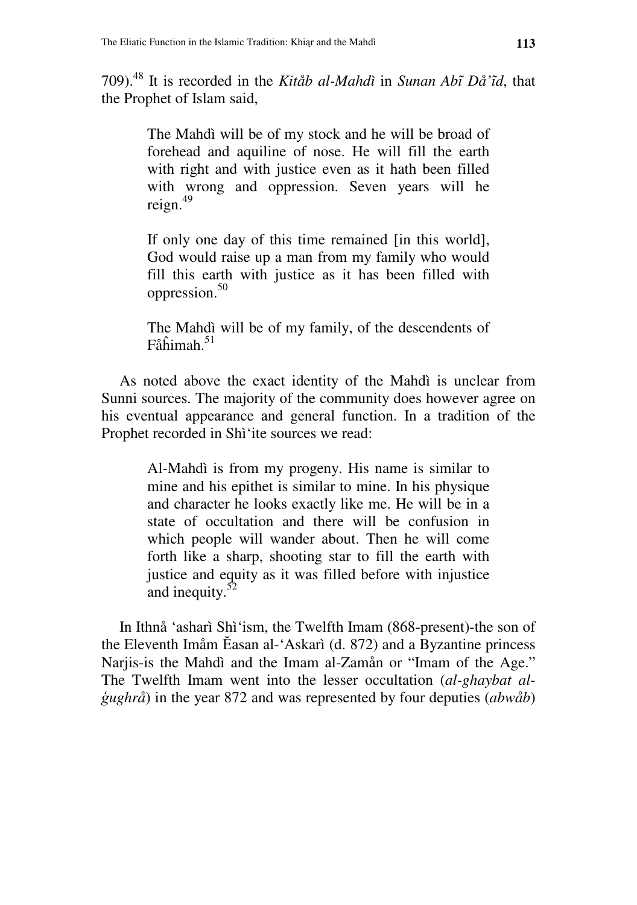709).[48] It is recorded in the *Kitåb al-Mahdì* in *Sunan Abĩ Då'ĩd*, that the Prophet of Islam said,

> The Mahdì will be of my stock and he will be broad of forehead and aquiline of nose. He will fill the earth with right and with justice even as it hath been filled with wrong and oppression. Seven years will he reign.[49]
>
> If only one day of this time remained [in this world], God would raise up a man from my family who would fill this earth with justice as it has been filled with oppression.[50]
>
> The Mahdì will be of my family, of the descendents of Fåĥimah.[51]

As noted above the exact identity of the Mahdì is unclear from Sunni sources. The majority of the community does however agree on his eventual appearance and general function. In a tradition of the Prophet recorded in Shì'ite sources we read:

> Al-Mahdì is from my progeny. His name is similar to mine and his epithet is similar to mine. In his physique and character he looks exactly like me. He will be in a state of occultation and there will be confusion in which people will wander about. Then he will come forth like a sharp, shooting star to fill the earth with justice and equity as it was filled before with injustice and inequity.[52]

In Ithnå 'asharì Shì'ism, the Twelfth Imam (868-present)-the son of the Eleventh Imåm Ĕasan al-'Askarì (d. 872) and a Byzantine princess Narjis-is the Mahdì and the Imam al-Zamån or "Imam of the Age." The Twelfth Imam went into the lesser occultation (*al-ghaybat al-ǵughrå*) in the year 872 and was represented by four deputies (*abwåb*)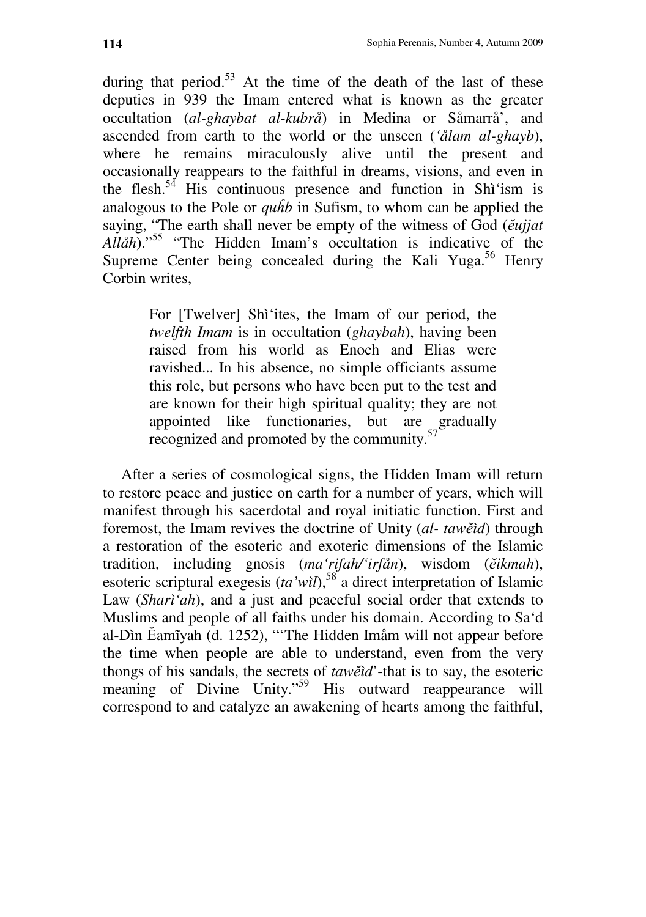during that period.[53] At the time of the death of the last of these deputies in 939 the Imam entered what is known as the greater occultation (*al-ghaybat al-kubrå*) in Medina or Såmarrå', and ascended from earth to the world or the unseen (*'ålam al-ghayb*), where he remains miraculously alive until the present and occasionally reappears to the faithful in dreams, visions, and even in the flesh.[54] His continuous presence and function in Shì'ism is analogous to the Pole or *quŝb* in Sufism, to whom can be applied the saying, "The earth shall never be empty of the witness of God (*ĕujjat Allåh*)."[55] "The Hidden Imam's occultation is indicative of the Supreme Center being concealed during the Kali Yuga.[56] Henry Corbin writes,

> For [Twelver] Shì'ites, the Imam of our period, the *twelfth Imam* is in occultation (*ghaybah*), having been raised from his world as Enoch and Elias were ravished... In his absence, no simple officiants assume this role, but persons who have been put to the test and are known for their high spiritual quality; they are not appointed like functionaries, but are gradually recognized and promoted by the community.[57]

After a series of cosmological signs, the Hidden Imam will return to restore peace and justice on earth for a number of years, which will manifest through his sacerdotal and royal initiatic function. First and foremost, the Imam revives the doctrine of Unity (*al- tawĕìd*) through a restoration of the esoteric and exoteric dimensions of the Islamic tradition, including gnosis (*ma'rifah/'irfån*), wisdom (*ĕikmah*), esoteric scriptural exegesis (*ta'wìl*),[58] a direct interpretation of Islamic Law (*Sharì'ah*), and a just and peaceful social order that extends to Muslims and people of all faiths under his domain. According to Sa'd al-Dìn Ĕamĩyah (d. 1252), "'The Hidden Imåm will not appear before the time when people are able to understand, even from the very thongs of his sandals, the secrets of *tawĕìd*'-that is to say, the esoteric meaning of Divine Unity."[59] His outward reappearance will correspond to and catalyze an awakening of hearts among the faithful,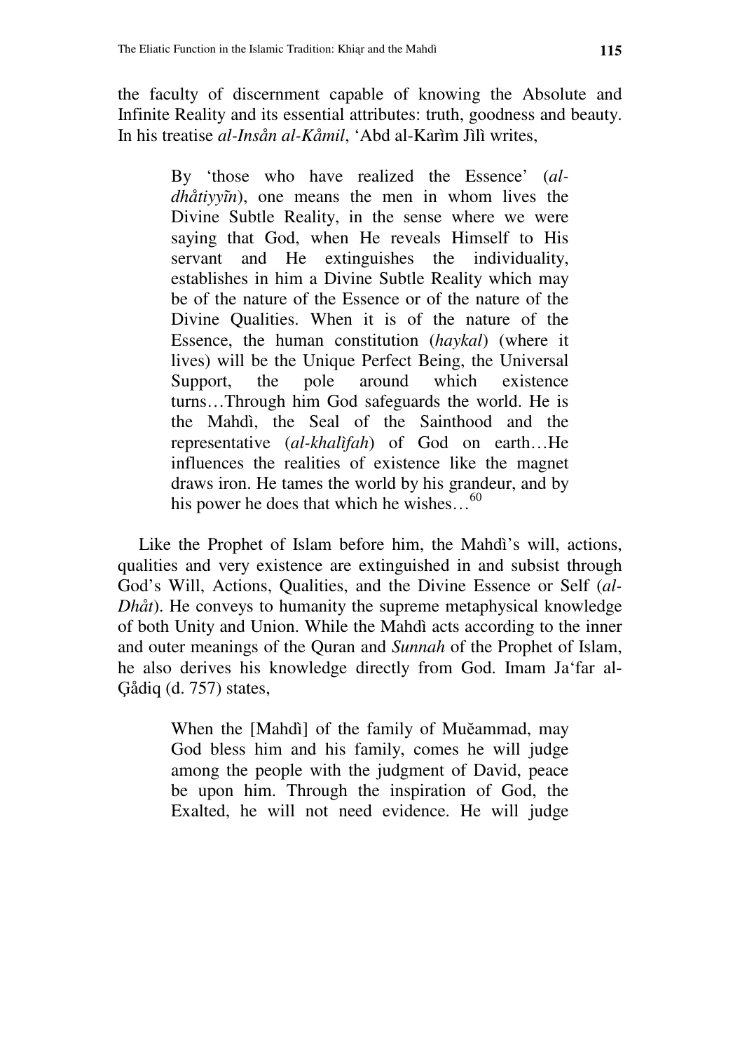the faculty of discernment capable of knowing the Absolute and Infinite Reality and its essential attributes: truth, goodness and beauty. In his treatise *al-Insån al-Kåmil*, 'Abd al-Karìm Jìlì writes,

> By 'those who have realized the Essence' (*al-dhåtiyyĩn*), one means the men in whom lives the Divine Subtle Reality, in the sense where we were saying that God, when He reveals Himself to His servant and He extinguishes the individuality, establishes in him a Divine Subtle Reality which may be of the nature of the Essence or of the nature of the Divine Qualities. When it is of the nature of the Essence, the human constitution (*haykal*) (where it lives) will be the Unique Perfect Being, the Universal Support, the pole around which existence turns…Through him God safeguards the world. He is the Mahdì, the Seal of the Sainthood and the representative (*al-khalìfah*) of God on earth…He influences the realities of existence like the magnet draws iron. He tames the world by his grandeur, and by his power he does that which he wishes…[60]

Like the Prophet of Islam before him, the Mahdì's will, actions, qualities and very existence are extinguished in and subsist through God's Will, Actions, Qualities, and the Divine Essence or Self (*al-Dhåt*). He conveys to humanity the supreme metaphysical knowledge of both Unity and Union. While the Mahdì acts according to the inner and outer meanings of the Quran and *Sunnah* of the Prophet of Islam, he also derives his knowledge directly from God. Imam Ja'far al-Ģådiq (d. 757) states,

> When the [Mahdì] of the family of Muĕammad, may God bless him and his family, comes he will judge among the people with the judgment of David, peace be upon him. Through the inspiration of God, the Exalted, he will not need evidence. He will judge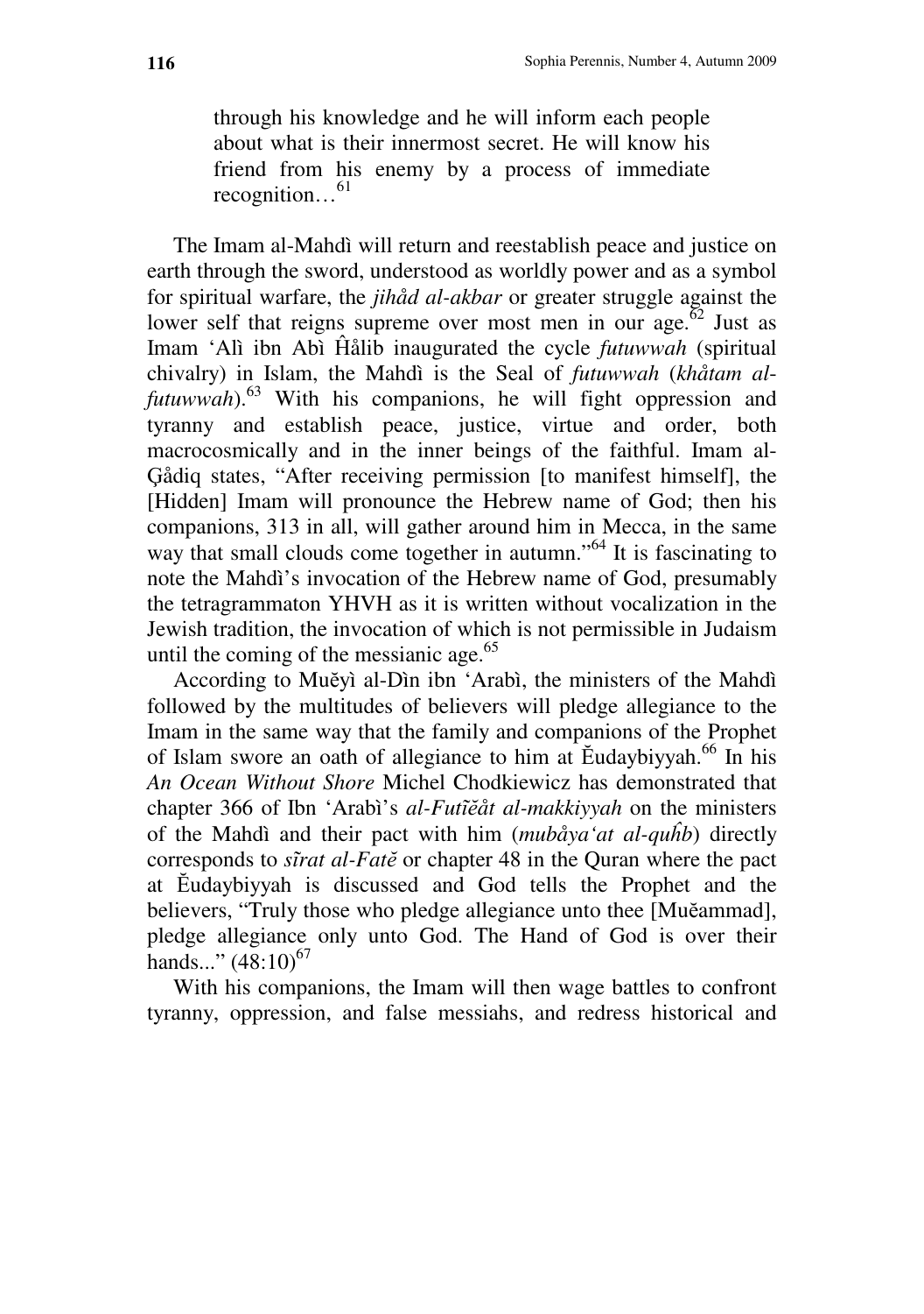> through his knowledge and he will inform each people about what is their innermost secret. He will know his friend from his enemy by a process of immediate recognition…[61]

The Imam al-Mahdì will return and reestablish peace and justice on earth through the sword, understood as worldly power and as a symbol for spiritual warfare, the *jihåd al-akbar* or greater struggle against the lower self that reigns supreme over most men in our age.[62] Just as Imam 'Alì ibn Abì Ŝålib inaugurated the cycle *futuwwah* (spiritual chivalry) in Islam, the Mahdì is the Seal of *futuwwah* (*khåtam al-futuwwah*).[63] With his companions, he will fight oppression and tyranny and establish peace, justice, virtue and order, both macrocosmically and in the inner beings of the faithful. Imam al-Ģådiq states, "After receiving permission [to manifest himself], the [Hidden] Imam will pronounce the Hebrew name of God; then his companions, 313 in all, will gather around him in Mecca, in the same way that small clouds come together in autumn."[64] It is fascinating to note the Mahdì's invocation of the Hebrew name of God, presumably the tetragrammaton YHVH as it is written without vocalization in the Jewish tradition, the invocation of which is not permissible in Judaism until the coming of the messianic age.[65]

According to Muĕyì al-Dìn ibn 'Arabì, the ministers of the Mahdì followed by the multitudes of believers will pledge allegiance to the Imam in the same way that the family and companions of the Prophet of Islam swore an oath of allegiance to him at Ĕudaybiyyah.[66] In his *An Ocean Without Shore* Michel Chodkiewicz has demonstrated that chapter 366 of Ibn 'Arabì's *al-Futĩĕåt al-makkiyyah* on the ministers of the Mahdì and their pact with him (*mubåya'at al-quŝb*) directly corresponds to *sĩrat al-Fatĕ* or chapter 48 in the Quran where the pact at Ĕudaybiyyah is discussed and God tells the Prophet and the believers, "Truly those who pledge allegiance unto thee [Muĕammad], pledge allegiance only unto God. The Hand of God is over their hands..." (48:10)[67]

With his companions, the Imam will then wage battles to confront tyranny, oppression, and false messiahs, and redress historical and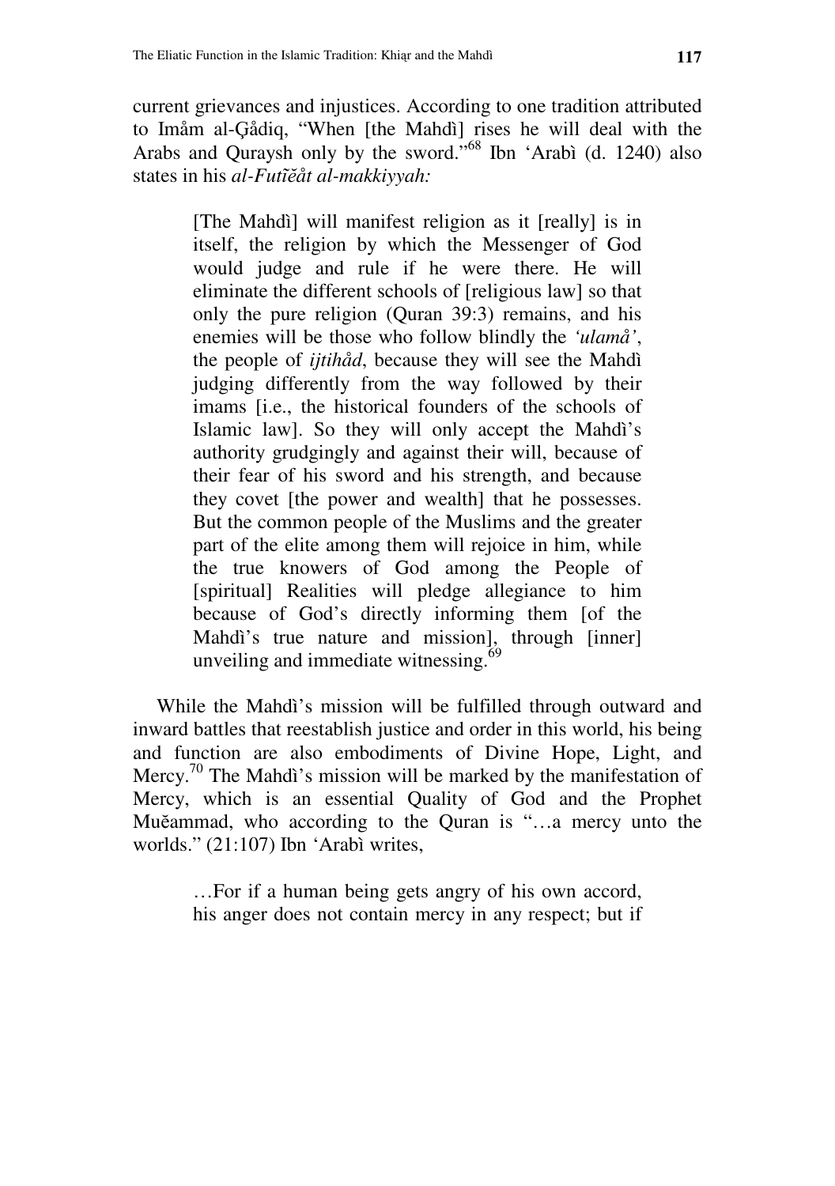current grievances and injustices. According to one tradition attributed to Imåm al-Çådiq, "When [the Mahdì] rises he will deal with the Arabs and Quraysh only by the sword."[68] Ibn 'Arabì (d. 1240) also states in his *al-Futĩěåt al-makkiyyah:*

> [The Mahdì] will manifest religion as it [really] is in itself, the religion by which the Messenger of God would judge and rule if he were there. He will eliminate the different schools of [religious law] so that only the pure religion (Quran 39:3) remains, and his enemies will be those who follow blindly the *'ulamå'*, the people of *ijtihåd*, because they will see the Mahdì judging differently from the way followed by their imams [i.e., the historical founders of the schools of Islamic law]. So they will only accept the Mahdì's authority grudgingly and against their will, because of their fear of his sword and his strength, and because they covet [the power and wealth] that he possesses. But the common people of the Muslims and the greater part of the elite among them will rejoice in him, while the true knowers of God among the People of [spiritual] Realities will pledge allegiance to him because of God's directly informing them [of the Mahdì's true nature and mission], through [inner] unveiling and immediate witnessing.[69]

While the Mahdì's mission will be fulfilled through outward and inward battles that reestablish justice and order in this world, his being and function are also embodiments of Divine Hope, Light, and Mercy.[70] The Mahdì's mission will be marked by the manifestation of Mercy, which is an essential Quality of God and the Prophet Muěammad, who according to the Quran is "…a mercy unto the worlds." (21:107) Ibn 'Arabì writes,

> …For if a human being gets angry of his own accord, his anger does not contain mercy in any respect; but if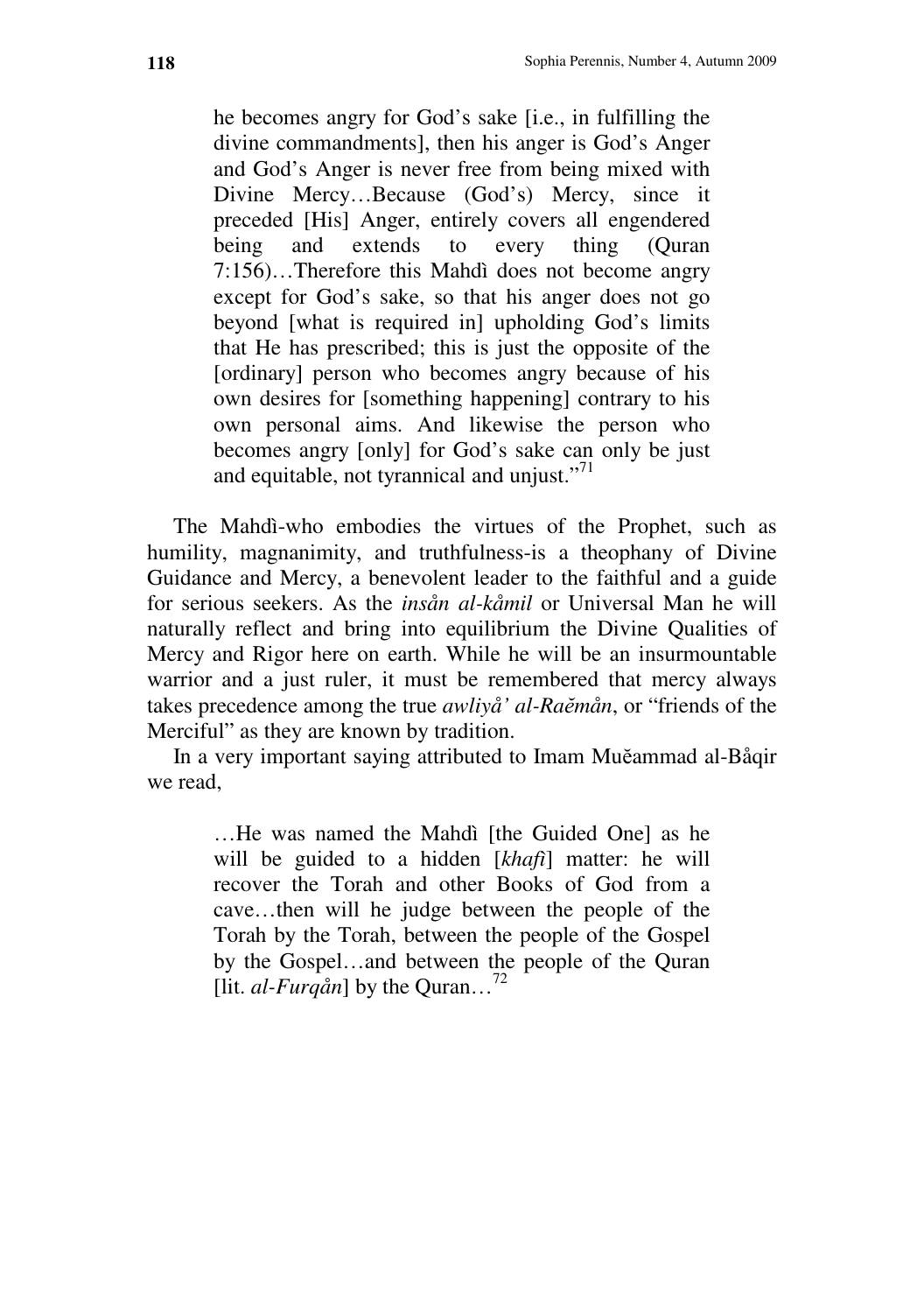> he becomes angry for God's sake [i.e., in fulfilling the divine commandments], then his anger is God's Anger and God's Anger is never free from being mixed with Divine Mercy…Because (God's) Mercy, since it preceded [His] Anger, entirely covers all engendered being and extends to every thing (Quran 7:156)…Therefore this Mahdì does not become angry except for God's sake, so that his anger does not go beyond [what is required in] upholding God's limits that He has prescribed; this is just the opposite of the [ordinary] person who becomes angry because of his own desires for [something happening] contrary to his own personal aims. And likewise the person who becomes angry [only] for God's sake can only be just and equitable, not tyrannical and unjust."[71]

The Mahdì-who embodies the virtues of the Prophet, such as humility, magnanimity, and truthfulness-is a theophany of Divine Guidance and Mercy, a benevolent leader to the faithful and a guide for serious seekers. As the *insån al-kåmil* or Universal Man he will naturally reflect and bring into equilibrium the Divine Qualities of Mercy and Rigor here on earth. While he will be an insurmountable warrior and a just ruler, it must be remembered that mercy always takes precedence among the true *awliyå' al-Raĕmån*, or "friends of the Merciful" as they are known by tradition.

In a very important saying attributed to Imam Muĕammad al-Båqir we read,

> …He was named the Mahdì [the Guided One] as he will be guided to a hidden [*khafì*] matter: he will recover the Torah and other Books of God from a cave…then will he judge between the people of the Torah by the Torah, between the people of the Gospel by the Gospel…and between the people of the Quran [lit. *al-Furqån*] by the Quran…[72]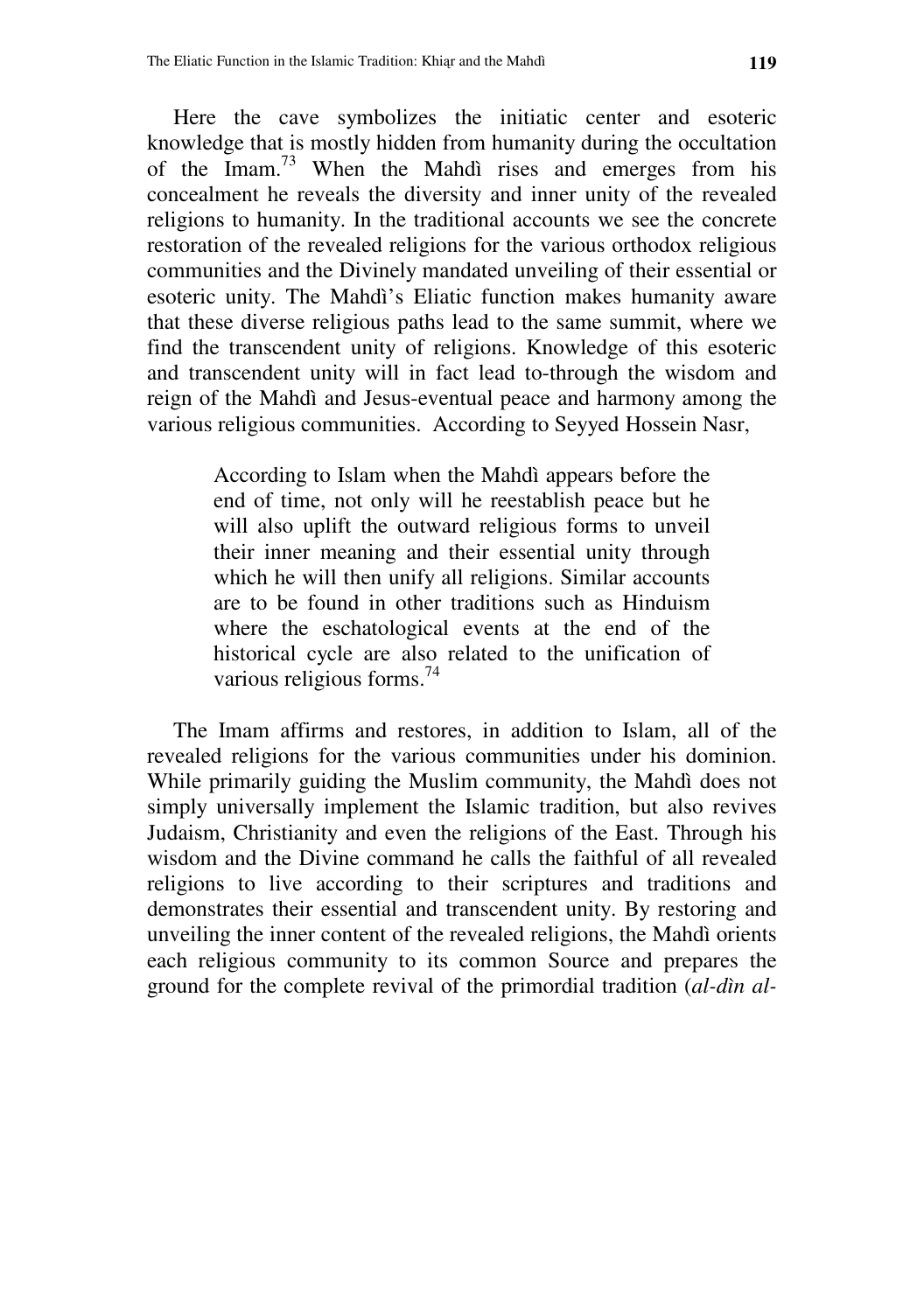Here the cave symbolizes the initiatic center and esoteric knowledge that is mostly hidden from humanity during the occultation of the Imam.[73] When the Mahdì rises and emerges from his concealment he reveals the diversity and inner unity of the revealed religions to humanity. In the traditional accounts we see the concrete restoration of the revealed religions for the various orthodox religious communities and the Divinely mandated unveiling of their essential or esoteric unity. The Mahdì's Eliatic function makes humanity aware that these diverse religious paths lead to the same summit, where we find the transcendent unity of religions. Knowledge of this esoteric and transcendent unity will in fact lead to-through the wisdom and reign of the Mahdì and Jesus-eventual peace and harmony among the various religious communities. According to Seyyed Hossein Nasr,

> According to Islam when the Mahdì appears before the end of time, not only will he reestablish peace but he will also uplift the outward religious forms to unveil their inner meaning and their essential unity through which he will then unify all religions. Similar accounts are to be found in other traditions such as Hinduism where the eschatological events at the end of the historical cycle are also related to the unification of various religious forms.[74]

The Imam affirms and restores, in addition to Islam, all of the revealed religions for the various communities under his dominion. While primarily guiding the Muslim community, the Mahdì does not simply universally implement the Islamic tradition, but also revives Judaism, Christianity and even the religions of the East. Through his wisdom and the Divine command he calls the faithful of all revealed religions to live according to their scriptures and traditions and demonstrates their essential and transcendent unity. By restoring and unveiling the inner content of the revealed religions, the Mahdì orients each religious community to its common Source and prepares the ground for the complete revival of the primordial tradition (*al-dìn al-*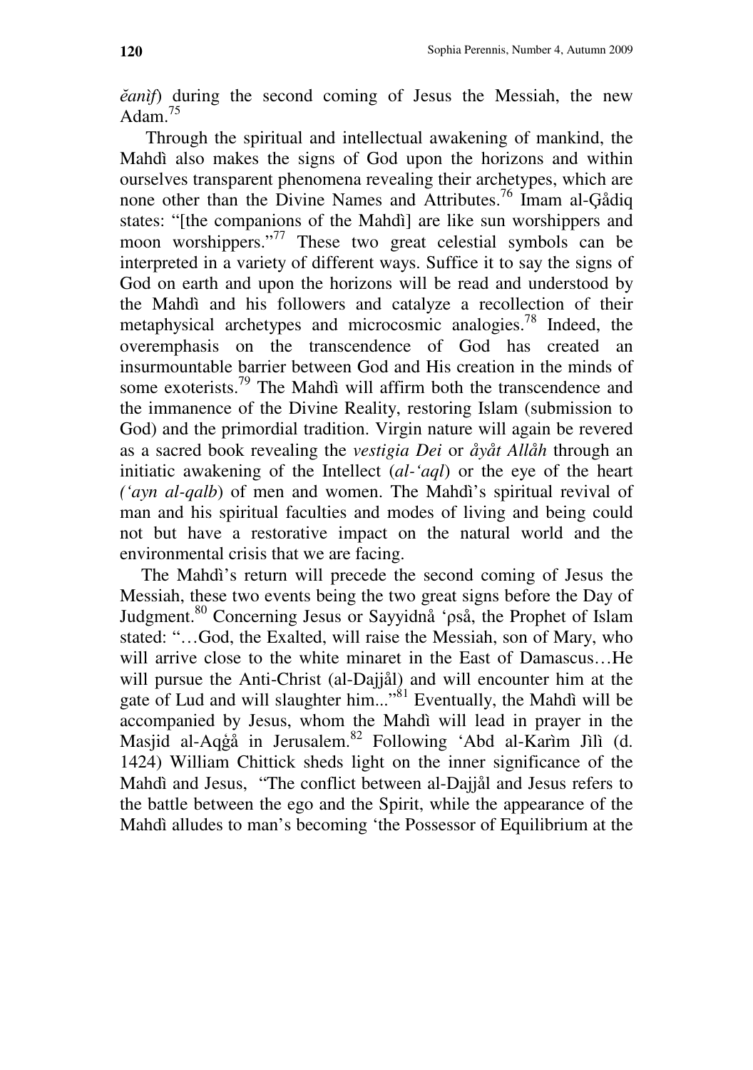*ĕanìf*) during the second coming of Jesus the Messiah, the new Adam.[75]

Through the spiritual and intellectual awakening of mankind, the Mahdì also makes the signs of God upon the horizons and within ourselves transparent phenomena revealing their archetypes, which are none other than the Divine Names and Attributes.[76] Imam al-Çådiq states: "[the companions of the Mahdì] are like sun worshippers and moon worshippers."[77] These two great celestial symbols can be interpreted in a variety of different ways. Suffice it to say the signs of God on earth and upon the horizons will be read and understood by the Mahdì and his followers and catalyze a recollection of their metaphysical archetypes and microcosmic analogies.[78] Indeed, the overemphasis on the transcendence of God has created an insurmountable barrier between God and His creation in the minds of some exoterists.[79] The Mahdì will affirm both the transcendence and the immanence of the Divine Reality, restoring Islam (submission to God) and the primordial tradition. Virgin nature will again be revered as a sacred book revealing the *vestigia Dei* or *åyåt Allåh* through an initiatic awakening of the Intellect (*al-'aql*) or the eye of the heart (*'ayn al-qalb*) of men and women. The Mahdì's spiritual revival of man and his spiritual faculties and modes of living and being could not but have a restorative impact on the natural world and the environmental crisis that we are facing.

The Mahdì's return will precede the second coming of Jesus the Messiah, these two events being the two great signs before the Day of Judgment.[80] Concerning Jesus or Sayyidnå 'ρså, the Prophet of Islam stated: "…God, the Exalted, will raise the Messiah, son of Mary, who will arrive close to the white minaret in the East of Damascus…He will pursue the Anti-Christ (al-Dajjål) and will encounter him at the gate of Lud and will slaughter him..."[81] Eventually, the Mahdì will be accompanied by Jesus, whom the Mahdì will lead in prayer in the Masjid al-Aqģå in Jerusalem.[82] Following 'Abd al-Karìm Jìlì (d. 1424) William Chittick sheds light on the inner significance of the Mahdì and Jesus, "The conflict between al-Dajjål and Jesus refers to the battle between the ego and the Spirit, while the appearance of the Mahdì alludes to man's becoming 'the Possessor of Equilibrium at the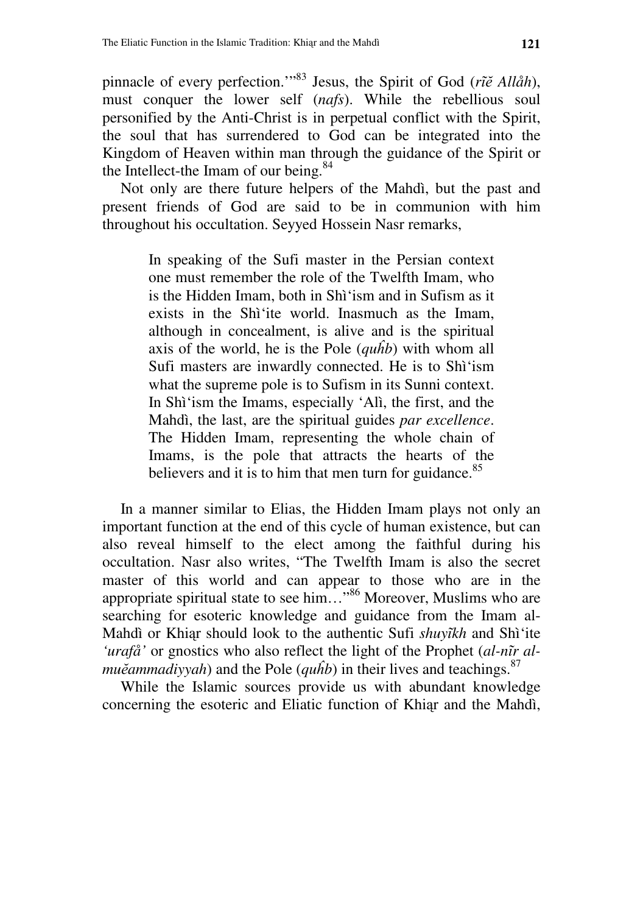pinnacle of every perfection.'"[83] Jesus, the Spirit of God (*rĩĕ Allåh*), must conquer the lower self (*nafs*). While the rebellious soul personified by the Anti-Christ is in perpetual conflict with the Spirit, the soul that has surrendered to God can be integrated into the Kingdom of Heaven within man through the guidance of the Spirit or the Intellect-the Imam of our being.[84]

Not only are there future helpers of the Mahdì, but the past and present friends of God are said to be in communion with him throughout his occultation. Seyyed Hossein Nasr remarks,

> In speaking of the Sufi master in the Persian context one must remember the role of the Twelfth Imam, who is the Hidden Imam, both in Shì'ism and in Sufism as it exists in the Shì'ite world. Inasmuch as the Imam, although in concealment, is alive and is the spiritual axis of the world, he is the Pole (*quĥb*) with whom all Sufi masters are inwardly connected. He is to Shì'ism what the supreme pole is to Sufism in its Sunni context. In Shì'ism the Imams, especially 'Alì, the first, and the Mahdì, the last, are the spiritual guides *par excellence*. The Hidden Imam, representing the whole chain of Imams, is the pole that attracts the hearts of the believers and it is to him that men turn for guidance.[85]

In a manner similar to Elias, the Hidden Imam plays not only an important function at the end of this cycle of human existence, but can also reveal himself to the elect among the faithful during his occultation. Nasr also writes, "The Twelfth Imam is also the secret master of this world and can appear to those who are in the appropriate spiritual state to see him…"[86] Moreover, Muslims who are searching for esoteric knowledge and guidance from the Imam al-Mahdì or Khiạr should look to the authentic Sufi *shuyĩkh* and Shì'ite *'urafå'* or gnostics who also reflect the light of the Prophet (*al-nĩr al-muĕammadiyyah*) and the Pole (*quĥb*) in their lives and teachings.[87]

While the Islamic sources provide us with abundant knowledge concerning the esoteric and Eliatic function of Khiạr and the Mahdì,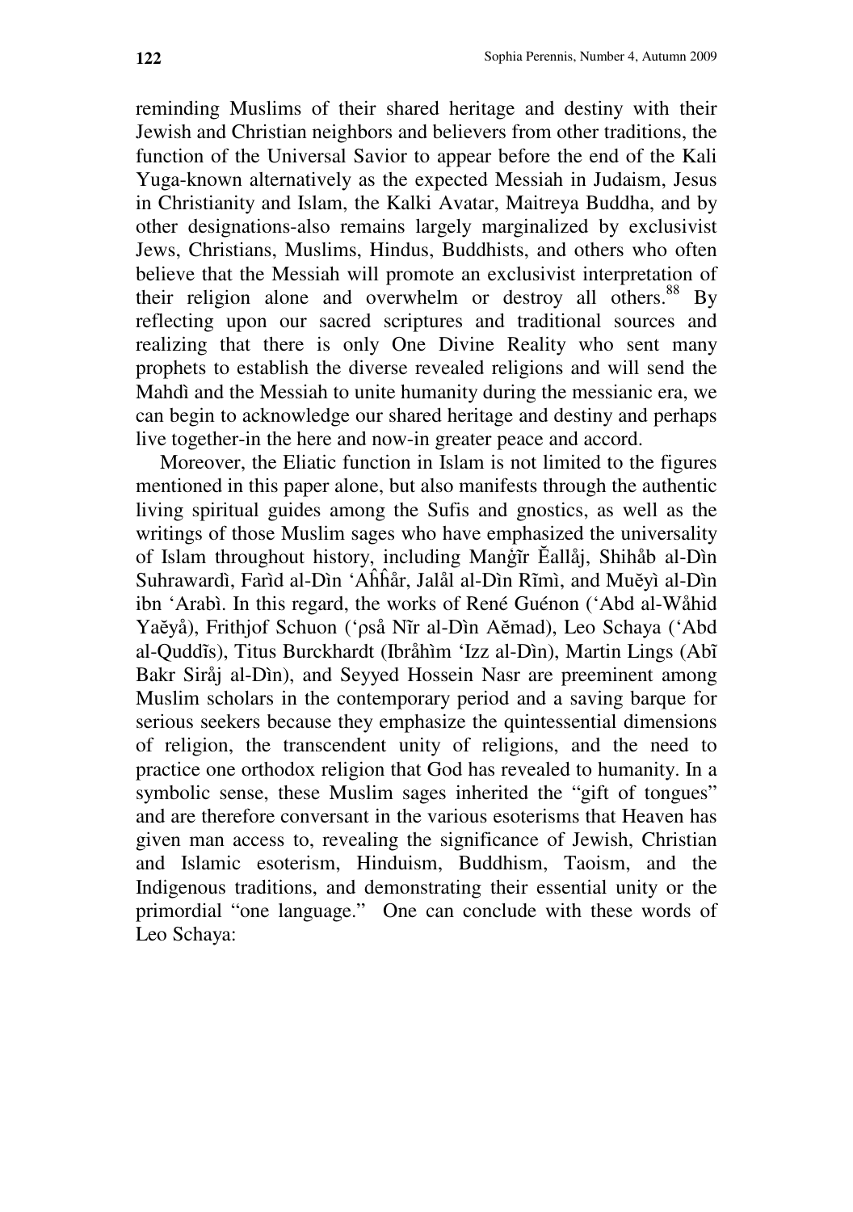reminding Muslims of their shared heritage and destiny with their Jewish and Christian neighbors and believers from other traditions, the function of the Universal Savior to appear before the end of the Kali Yuga-known alternatively as the expected Messiah in Judaism, Jesus in Christianity and Islam, the Kalki Avatar, Maitreya Buddha, and by other designations-also remains largely marginalized by exclusivist Jews, Christians, Muslims, Hindus, Buddhists, and others who often believe that the Messiah will promote an exclusivist interpretation of their religion alone and overwhelm or destroy all others.[88] By reflecting upon our sacred scriptures and traditional sources and realizing that there is only One Divine Reality who sent many prophets to establish the diverse revealed religions and will send the Mahdì and the Messiah to unite humanity during the messianic era, we can begin to acknowledge our shared heritage and destiny and perhaps live together-in the here and now-in greater peace and accord.

Moreover, the Eliatic function in Islam is not limited to the figures mentioned in this paper alone, but also manifests through the authentic living spiritual guides among the Sufis and gnostics, as well as the writings of those Muslim sages who have emphasized the universality of Islam throughout history, including Manṡĩr Ĕallåj, Shihåb al-Dìn Suhrawardì, Farìd al-Dìn 'Aĥĥår, Jalål al-Dìn Rĩmì, and Muĕyì al-Dìn ibn 'Arabì. In this regard, the works of René Guénon ('Abd al-Wåhid Yaĕyå), Frithjof Schuon ('ρså Nĩr al-Dìn Aĕmad), Leo Schaya ('Abd al-Quddĩs), Titus Burckhardt (Ibråhìm 'Izz al-Dìn), Martin Lings (Abĩ Bakr Siråj al-Dìn), and Seyyed Hossein Nasr are preeminent among Muslim scholars in the contemporary period and a saving barque for serious seekers because they emphasize the quintessential dimensions of religion, the transcendent unity of religions, and the need to practice one orthodox religion that God has revealed to humanity. In a symbolic sense, these Muslim sages inherited the "gift of tongues" and are therefore conversant in the various esoterisms that Heaven has given man access to, revealing the significance of Jewish, Christian and Islamic esoterism, Hinduism, Buddhism, Taoism, and the Indigenous traditions, and demonstrating their essential unity or the primordial "one language." One can conclude with these words of Leo Schaya: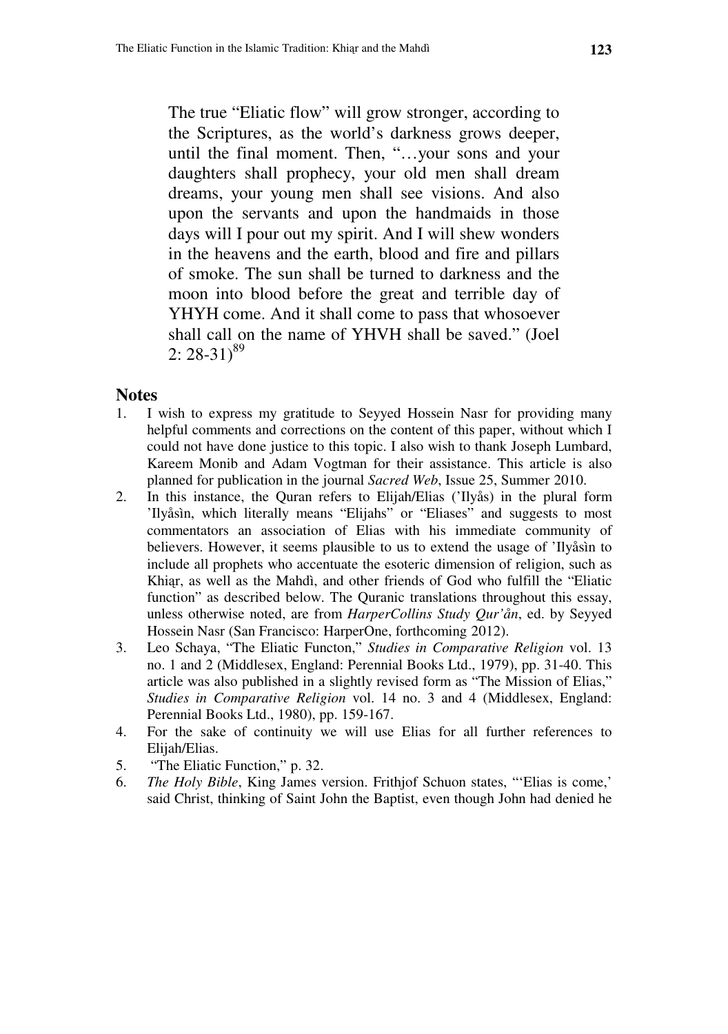The true "Eliatic flow" will grow stronger, according to the Scriptures, as the world's darkness grows deeper, until the final moment. Then, "…your sons and your daughters shall prophecy, your old men shall dream dreams, your young men shall see visions. And also upon the servants and upon the handmaids in those days will I pour out my spirit. And I will shew wonders in the heavens and the earth, blood and fire and pillars of smoke. The sun shall be turned to darkness and the moon into blood before the great and terrible day of YHYH come. And it shall come to pass that whosoever shall call on the name of YHVH shall be saved." (Joel 2: 28-31)[89]

## Notes

1. I wish to express my gratitude to Seyyed Hossein Nasr for providing many helpful comments and corrections on the content of this paper, without which I could not have done justice to this topic. I also wish to thank Joseph Lumbard, Kareem Monib and Adam Vogtman for their assistance. This article is also planned for publication in the journal *Sacred Web*, Issue 25, Summer 2010.
2. In this instance, the Quran refers to Elijah/Elias ('Ilyås) in the plural form 'Ilyåsìn, which literally means "Elijahs" or "Eliases" and suggests to most commentators an association of Elias with his immediate community of believers. However, it seems plausible to us to extend the usage of 'Ilyåsìn to include all prophets who accentuate the esoteric dimension of religion, such as Khiḍr, as well as the Mahdì, and other friends of God who fulfill the "Eliatic function" as described below. The Quranic translations throughout this essay, unless otherwise noted, are from *HarperCollins Study Qur'ån*, ed. by Seyyed Hossein Nasr (San Francisco: HarperOne, forthcoming 2012).
3. Leo Schaya, "The Eliatic Functon," *Studies in Comparative Religion* vol. 13 no. 1 and 2 (Middlesex, England: Perennial Books Ltd., 1979), pp. 31-40. This article was also published in a slightly revised form as "The Mission of Elias," *Studies in Comparative Religion* vol. 14 no. 3 and 4 (Middlesex, England: Perennial Books Ltd., 1980), pp. 159-167.
4. For the sake of continuity we will use Elias for all further references to Elijah/Elias.
5. "The Eliatic Function," p. 32.
6. *The Holy Bible*, King James version. Frithjof Schuon states, "'Elias is come,' said Christ, thinking of Saint John the Baptist, even though John had denied he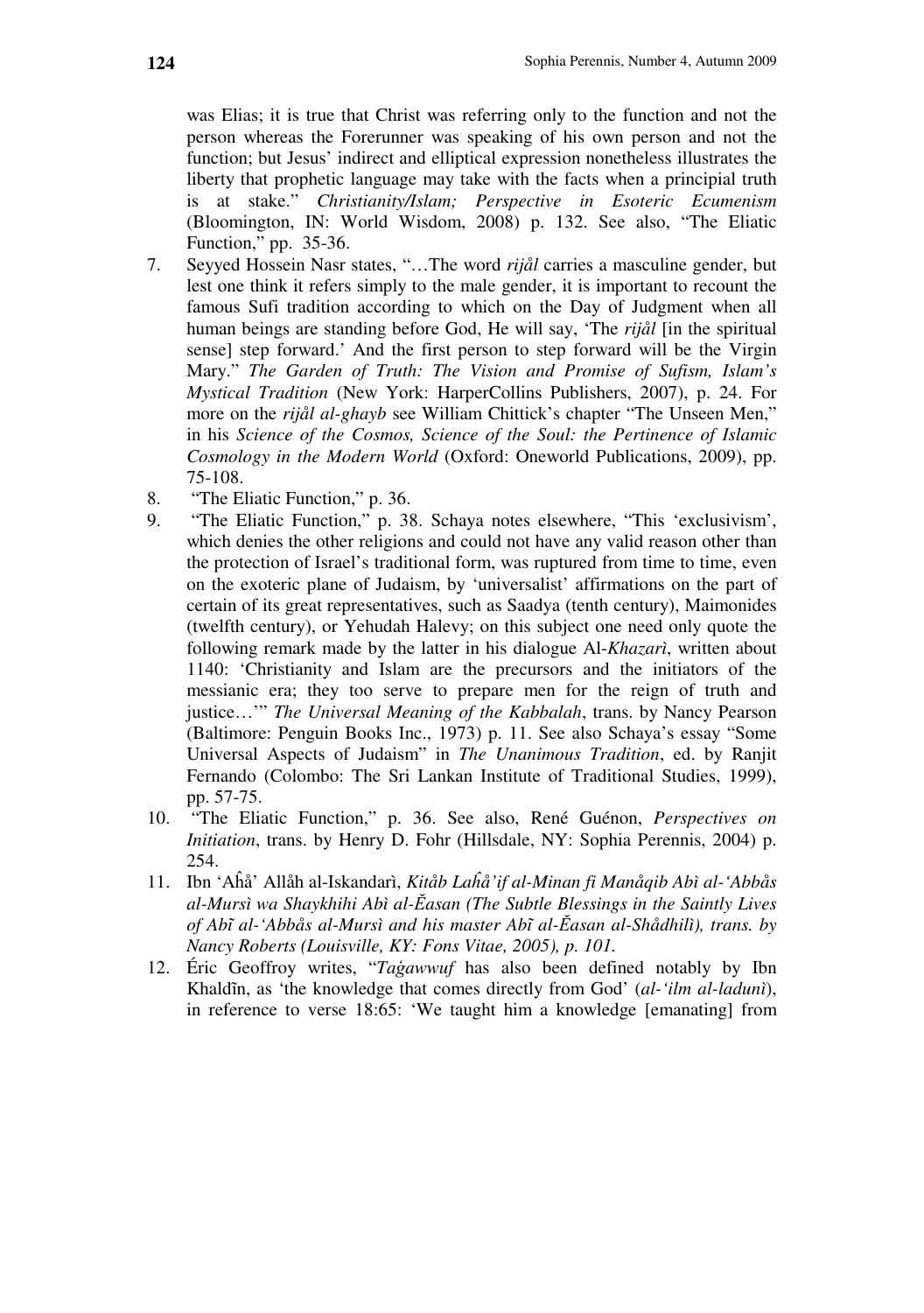was Elias; it is true that Christ was referring only to the function and not the person whereas the Forerunner was speaking of his own person and not the function; but Jesus' indirect and elliptical expression nonetheless illustrates the liberty that prophetic language may take with the facts when a principial truth is at stake." *Christianity/Islam; Perspective in Esoteric Ecumenism* (Bloomington, IN: World Wisdom, 2008) p. 132. See also, "The Eliatic Function," pp. 35-36.

7. Seyyed Hossein Nasr states, "…The word *rijål* carries a masculine gender, but lest one think it refers simply to the male gender, it is important to recount the famous Sufi tradition according to which on the Day of Judgment when all human beings are standing before God, He will say, 'The *rijål* [in the spiritual sense] step forward.' And the first person to step forward will be the Virgin Mary." *The Garden of Truth: The Vision and Promise of Sufism, Islam's Mystical Tradition* (New York: HarperCollins Publishers, 2007), p. 24. For more on the *rijål al-ghayb* see William Chittick's chapter "The Unseen Men," in his *Science of the Cosmos, Science of the Soul: the Pertinence of Islamic Cosmology in the Modern World* (Oxford: Oneworld Publications, 2009), pp. 75-108.
8. "The Eliatic Function," p. 36.
9. "The Eliatic Function," p. 38. Schaya notes elsewhere, "This 'exclusivism', which denies the other religions and could not have any valid reason other than the protection of Israel's traditional form, was ruptured from time to time, even on the exoteric plane of Judaism, by 'universalist' affirmations on the part of certain of its great representatives, such as Saadya (tenth century), Maimonides (twelfth century), or Yehudah Halevy; on this subject one need only quote the following remark made by the latter in his dialogue Al-*Khazarì*, written about 1140: 'Christianity and Islam are the precursors and the initiators of the messianic era; they too serve to prepare men for the reign of truth and justice…'" *The Universal Meaning of the Kabbalah*, trans. by Nancy Pearson (Baltimore: Penguin Books Inc., 1973) p. 11. See also Schaya's essay "Some Universal Aspects of Judaism" in *The Unanimous Tradition*, ed. by Ranjit Fernando (Colombo: The Sri Lankan Institute of Traditional Studies, 1999), pp. 57-75.
10. "The Eliatic Function," p. 36. See also, René Guénon, *Perspectives on Initiation*, trans. by Henry D. Fohr (Hillsdale, NY: Sophia Perennis, 2004) p. 254.
11. Ibn 'Aĥå' Allåh al-Iskandarì, *Kitåb Laĥå'if al-Minan fi Manåqib Abì al-'Abbås al-Mursì wa Shaykhihi Abì al-Ĕasan (The Subtle Blessings in the Saintly Lives of Abĩ al-'Abbås al-Mursì and his master Abĩ al-Ĕasan al-Shådhilì), trans. by Nancy Roberts (Louisville, KY: Fons Vitae, 2005), p. 101.*
12. Éric Geoffroy writes, "*Taġawwuf* has also been defined notably by Ibn Khaldĩn, as 'the knowledge that comes directly from God' (*al-'ilm al-laduni*), in reference to verse 18:65: 'We taught him a knowledge [emanating] from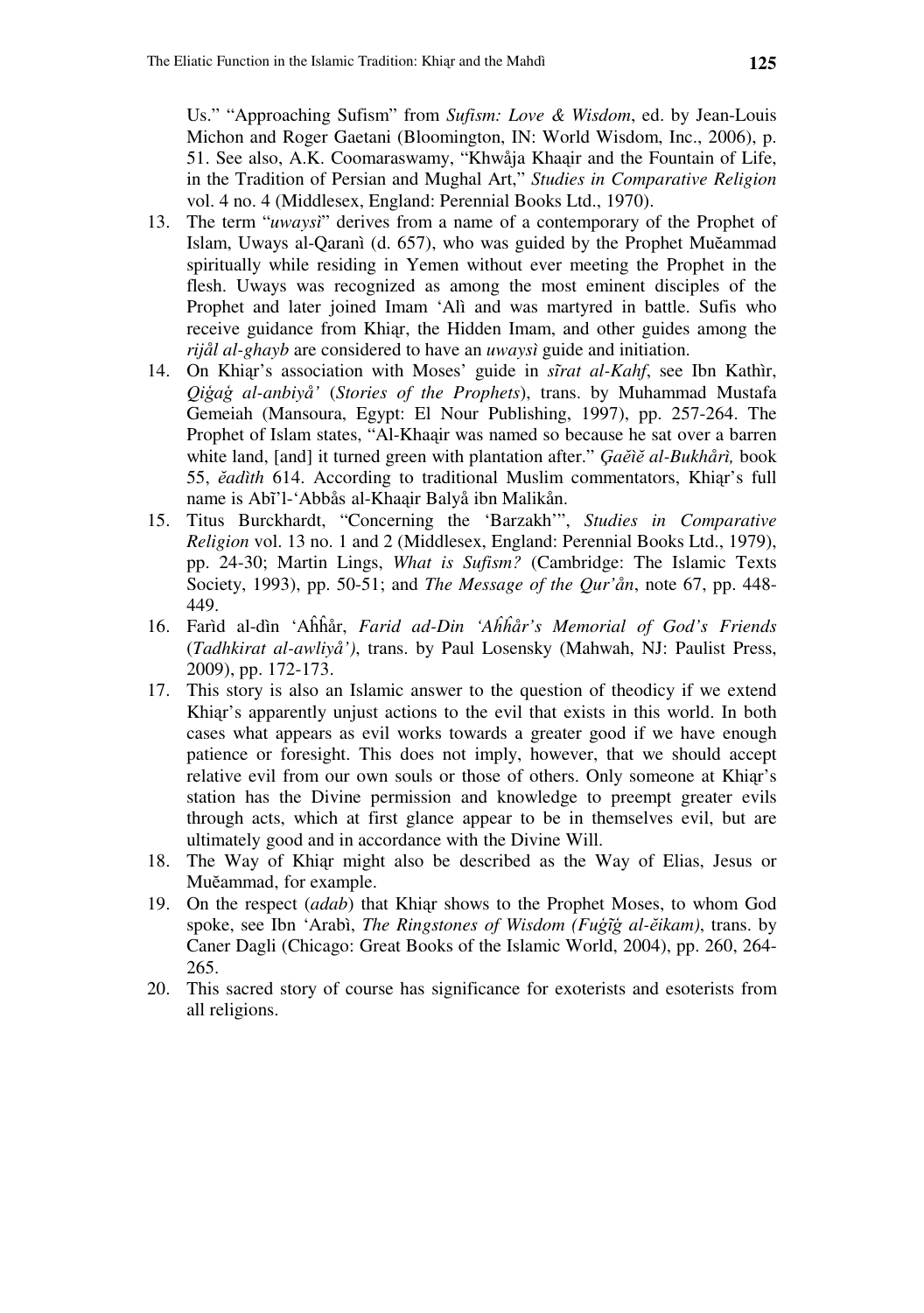Us." "Approaching Sufism" from *Sufism: Love & Wisdom*, ed. by Jean-Louis Michon and Roger Gaetani (Bloomington, IN: World Wisdom, Inc., 2006), p. 51. See also, A.K. Coomaraswamy, "Khwåja Khaąir and the Fountain of Life, in the Tradition of Persian and Mughal Art," *Studies in Comparative Religion* vol. 4 no. 4 (Middlesex, England: Perennial Books Ltd., 1970).

13. The term "*uwaysì*" derives from a name of a contemporary of the Prophet of Islam, Uways al-Qaranì (d. 657), who was guided by the Prophet Muĕammad spiritually while residing in Yemen without ever meeting the Prophet in the flesh. Uways was recognized as among the most eminent disciples of the Prophet and later joined Imam 'Alì and was martyred in battle. Sufis who receive guidance from Khiąr, the Hidden Imam, and other guides among the *rijål al-ghayb* are considered to have an *uwaysì* guide and initiation.
14. On Khiąr's association with Moses' guide in *sĩrat al-Kahf*, see Ibn Kathìr, *Qiġaġ al-anbiyå'* (*Stories of the Prophets*), trans. by Muhammad Mustafa Gemeiah (Mansoura, Egypt: El Nour Publishing, 1997), pp. 257-264. The Prophet of Islam states, "Al-Khaąir was named so because he sat over a barren white land, [and] it turned green with plantation after." *Ģaĕìĕ al-Bukhårì,* book 55, *ĕadìth* 614. According to traditional Muslim commentators, Khiąr's full name is Abĩ'l-'Abbås al-Khaąir Balyå ibn Malikån.
15. Titus Burckhardt, "Concerning the 'Barzakh'", *Studies in Comparative Religion* vol. 13 no. 1 and 2 (Middlesex, England: Perennial Books Ltd., 1979), pp. 24-30; Martin Lings, *What is Sufism?* (Cambridge: The Islamic Texts Society, 1993), pp. 50-51; and *The Message of the Qur'ån*, note 67, pp. 448-449.
16. Farìd al-dìn 'Aĥĥår, *Farid ad-Din 'Aĥĥår's Memorial of God's Friends* (*Tadhkirat al-awliyå')*, trans. by Paul Losensky (Mahwah, NJ: Paulist Press, 2009), pp. 172-173.
17. This story is also an Islamic answer to the question of theodicy if we extend Khiąr's apparently unjust actions to the evil that exists in this world. In both cases what appears as evil works towards a greater good if we have enough patience or foresight. This does not imply, however, that we should accept relative evil from our own souls or those of others. Only someone at Khiąr's station has the Divine permission and knowledge to preempt greater evils through acts, which at first glance appear to be in themselves evil, but are ultimately good and in accordance with the Divine Will.
18. The Way of Khiąr might also be described as the Way of Elias, Jesus or Muĕammad, for example.
19. On the respect (*adab*) that Khiąr shows to the Prophet Moses, to whom God spoke, see Ibn 'Arabì, *The Ringstones of Wisdom (Fuġĩġ al-ĕikam)*, trans. by Caner Dagli (Chicago: Great Books of the Islamic World, 2004), pp. 260, 264-265.
20. This sacred story of course has significance for exoterists and esoterists from all religions.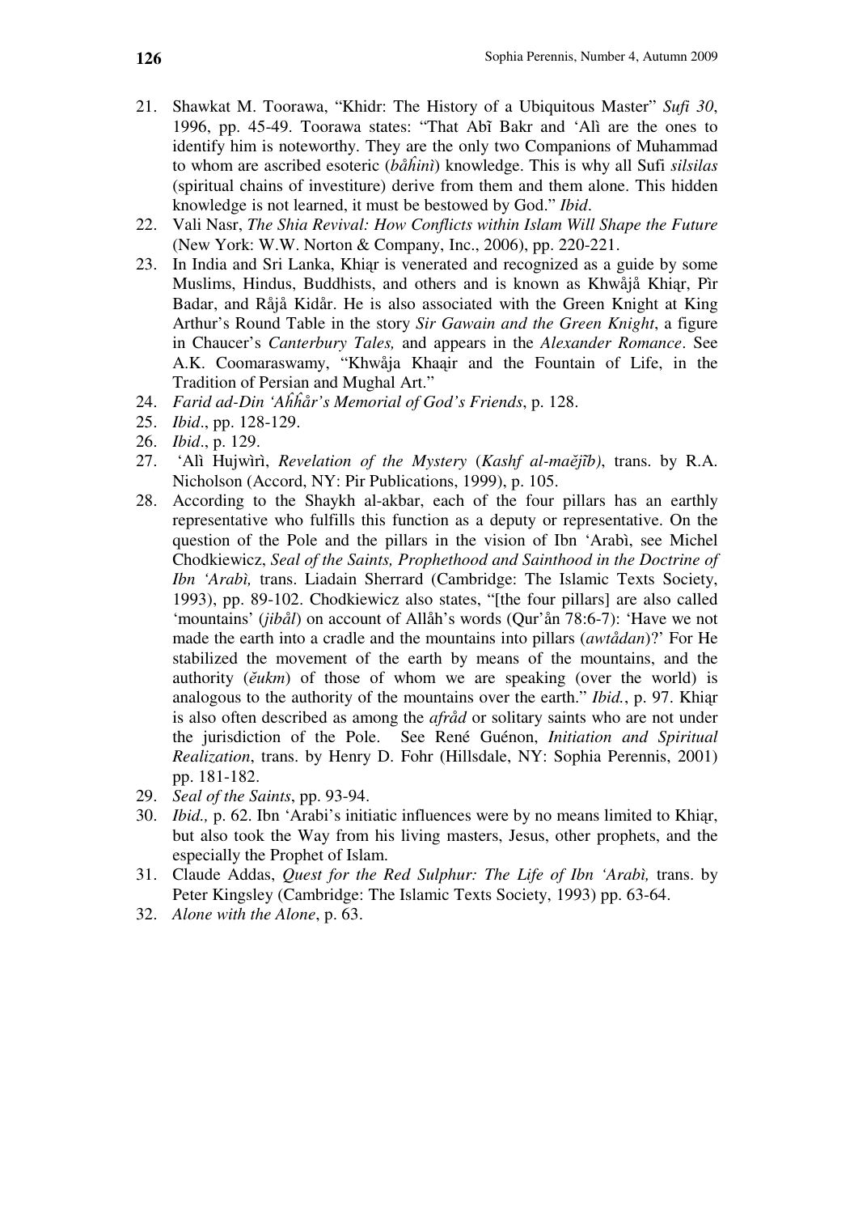21. Shawkat M. Toorawa, "Khidr: The History of a Ubiquitous Master" *Sufi 30*, 1996, pp. 45-49. Toorawa states: "That Abĩ Bakr and 'Alì are the ones to identify him is noteworthy. They are the only two Companions of Muhammad to whom are ascribed esoteric (*båĥinì*) knowledge. This is why all Sufi *silsilas* (spiritual chains of investiture) derive from them and them alone. This hidden knowledge is not learned, it must be bestowed by God." *Ibid*.
22. Vali Nasr, *The Shia Revival: How Conflicts within Islam Will Shape the Future* (New York: W.W. Norton & Company, Inc., 2006), pp. 220-221.
23. In India and Sri Lanka, Khiąr is venerated and recognized as a guide by some Muslims, Hindus, Buddhists, and others and is known as Khwåjå Khiąr, Pìr Badar, and Råjå Kidår. He is also associated with the Green Knight at King Arthur's Round Table in the story *Sir Gawain and the Green Knight*, a figure in Chaucer's *Canterbury Tales,* and appears in the *Alexander Romance*. See A.K. Coomaraswamy, "Khwåja Khaąir and the Fountain of Life, in the Tradition of Persian and Mughal Art."
24. *Farid ad-Din 'Aĥĥår's Memorial of God's Friends*, p. 128.
25. *Ibid*., pp. 128-129.
26. *Ibid*., p. 129.
27. 'Alì Hujwìrì, *Revelation of the Mystery* (*Kashf al-maĕjĩb)*, trans. by R.A. Nicholson (Accord, NY: Pir Publications, 1999), p. 105.
28. According to the Shaykh al-akbar, each of the four pillars has an earthly representative who fulfills this function as a deputy or representative. On the question of the Pole and the pillars in the vision of Ibn 'Arabì, see Michel Chodkiewicz, *Seal of the Saints, Prophethood and Sainthood in the Doctrine of Ibn 'Arabì,* trans. Liadain Sherrard (Cambridge: The Islamic Texts Society, 1993), pp. 89-102. Chodkiewicz also states, "[the four pillars] are also called 'mountains' (*jibål*) on account of Allåh's words (Qur'ån 78:6-7): 'Have we not made the earth into a cradle and the mountains into pillars (*awtådan*)?' For He stabilized the movement of the earth by means of the mountains, and the authority (*ĕukm*) of those of whom we are speaking (over the world) is analogous to the authority of the mountains over the earth." *Ibid.*, p. 97. Khiąr is also often described as among the *afråd* or solitary saints who are not under the jurisdiction of the Pole. See René Guénon, *Initiation and Spiritual Realization*, trans. by Henry D. Fohr (Hillsdale, NY: Sophia Perennis, 2001) pp. 181-182.
29. *Seal of the Saints*, pp. 93-94.
30. *Ibid.,* p. 62. Ibn 'Arabi's initiatic influences were by no means limited to Khiąr, but also took the Way from his living masters, Jesus, other prophets, and the especially the Prophet of Islam.
31. Claude Addas, *Quest for the Red Sulphur: The Life of Ibn 'Arabì,* trans. by Peter Kingsley (Cambridge: The Islamic Texts Society, 1993) pp. 63-64.
32. *Alone with the Alone*, p. 63.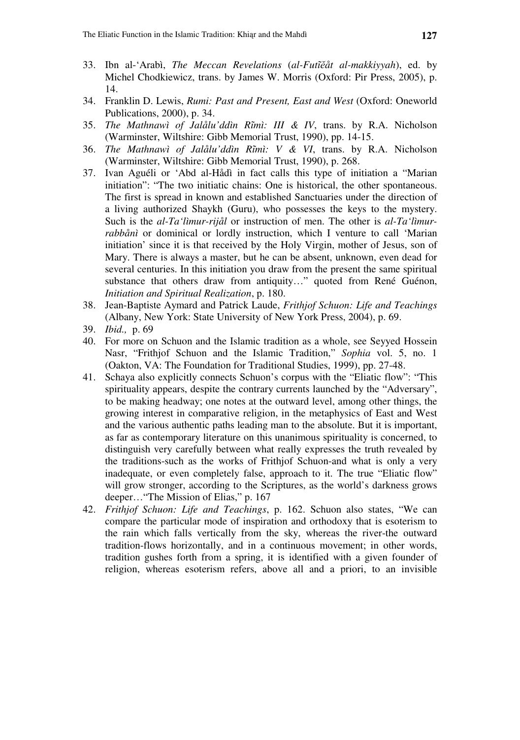33. Ibn al-'Arabì, *The Meccan Revelations* (*al-Futĩĕåt al-makkiyyah*), ed. by Michel Chodkiewicz, trans. by James W. Morris (Oxford: Pir Press, 2005), p. 14.
34. Franklin D. Lewis, *Rumi: Past and Present, East and West* (Oxford: Oneworld Publications, 2000), p. 34.
35. *The Mathnawì of Jalålu'ddìn Rĩmì: III & IV*, trans. by R.A. Nicholson (Warminster, Wiltshire: Gibb Memorial Trust, 1990), pp. 14-15.
36. *The Mathnawì of Jalålu'ddìn Rĩmì: V & VI*, trans. by R.A. Nicholson (Warminster, Wiltshire: Gibb Memorial Trust, 1990), p. 268.
37. Ivan Aguéli or 'Abd al-Hådì in fact calls this type of initiation a "Marian initiation": "The two initiatic chains: One is historical, the other spontaneous. The first is spread in known and established Sanctuaries under the direction of a living authorized Shaykh (Guru), who possesses the keys to the mystery. Such is the *al-Ta'lìmur-rijål* or instruction of men. The other is *al-Ta'lìmur-rabbånì* or dominical or lordly instruction, which I venture to call 'Marian initiation' since it is that received by the Holy Virgin, mother of Jesus, son of Mary. There is always a master, but he can be absent, unknown, even dead for several centuries. In this initiation you draw from the present the same spiritual substance that others draw from antiquity…" quoted from René Guénon, *Initiation and Spiritual Realization*, p. 180.
38. Jean-Baptiste Aymard and Patrick Laude, *Frithjof Schuon: Life and Teachings* (Albany, New York: State University of New York Press, 2004), p. 69.
39. *Ibid.,* p. 69
40. For more on Schuon and the Islamic tradition as a whole, see Seyyed Hossein Nasr, "Frithjof Schuon and the Islamic Tradition," *Sophia* vol. 5, no. 1 (Oakton, VA: The Foundation for Traditional Studies, 1999), pp. 27-48.
41. Schaya also explicitly connects Schuon's corpus with the "Eliatic flow": "This spirituality appears, despite the contrary currents launched by the "Adversary", to be making headway; one notes at the outward level, among other things, the growing interest in comparative religion, in the metaphysics of East and West and the various authentic paths leading man to the absolute. But it is important, as far as contemporary literature on this unanimous spirituality is concerned, to distinguish very carefully between what really expresses the truth revealed by the traditions-such as the works of Frithjof Schuon-and what is only a very inadequate, or even completely false, approach to it. The true "Eliatic flow" will grow stronger, according to the Scriptures, as the world's darkness grows deeper…"The Mission of Elias," p. 167
42. *Frithjof Schuon: Life and Teachings*, p. 162. Schuon also states, "We can compare the particular mode of inspiration and orthodoxy that is esoterism to the rain which falls vertically from the sky, whereas the river-the outward tradition-flows horizontally, and in a continuous movement; in other words, tradition gushes forth from a spring, it is identified with a given founder of religion, whereas esoterism refers, above all and a priori, to an invisible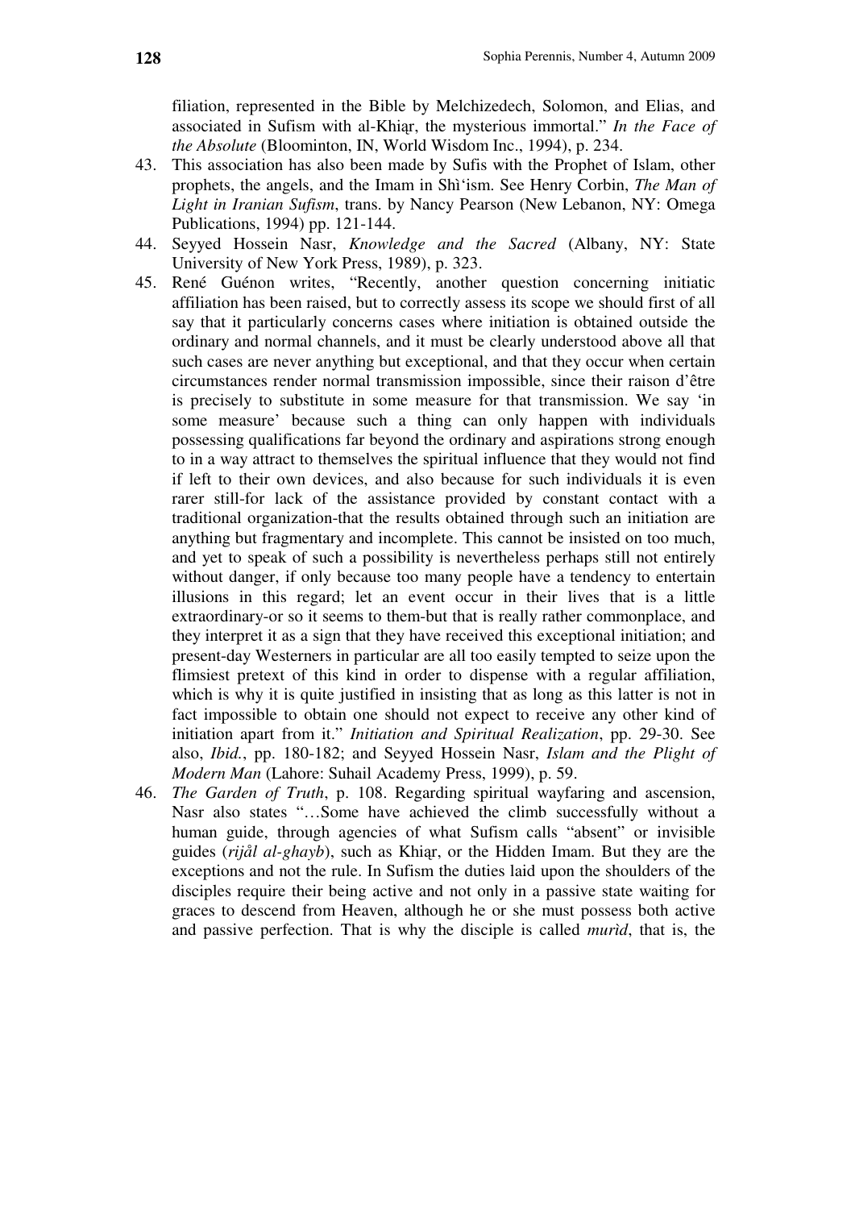filiation, represented in the Bible by Melchizedech, Solomon, and Elias, and associated in Sufism with al-Khiḍr, the mysterious immortal." *In the Face of the Absolute* (Bloominton, IN, World Wisdom Inc., 1994), p. 234.

43. This association has also been made by Sufis with the Prophet of Islam, other prophets, the angels, and the Imam in Shì'ism. See Henry Corbin, *The Man of Light in Iranian Sufism*, trans. by Nancy Pearson (New Lebanon, NY: Omega Publications, 1994) pp. 121-144.
44. Seyyed Hossein Nasr, *Knowledge and the Sacred* (Albany, NY: State University of New York Press, 1989), p. 323.
45. René Guénon writes, "Recently, another question concerning initiatic affiliation has been raised, but to correctly assess its scope we should first of all say that it particularly concerns cases where initiation is obtained outside the ordinary and normal channels, and it must be clearly understood above all that such cases are never anything but exceptional, and that they occur when certain circumstances render normal transmission impossible, since their raison d'être is precisely to substitute in some measure for that transmission. We say 'in some measure' because such a thing can only happen with individuals possessing qualifications far beyond the ordinary and aspirations strong enough to in a way attract to themselves the spiritual influence that they would not find if left to their own devices, and also because for such individuals it is even rarer still-for lack of the assistance provided by constant contact with a traditional organization-that the results obtained through such an initiation are anything but fragmentary and incomplete. This cannot be insisted on too much, and yet to speak of such a possibility is nevertheless perhaps still not entirely without danger, if only because too many people have a tendency to entertain illusions in this regard; let an event occur in their lives that is a little extraordinary-or so it seems to them-but that is really rather commonplace, and they interpret it as a sign that they have received this exceptional initiation; and present-day Westerners in particular are all too easily tempted to seize upon the flimsiest pretext of this kind in order to dispense with a regular affiliation, which is why it is quite justified in insisting that as long as this latter is not in fact impossible to obtain one should not expect to receive any other kind of initiation apart from it." *Initiation and Spiritual Realization*, pp. 29-30. See also, *Ibid.*, pp. 180-182; and Seyyed Hossein Nasr, *Islam and the Plight of Modern Man* (Lahore: Suhail Academy Press, 1999), p. 59.
46. *The Garden of Truth*, p. 108. Regarding spiritual wayfaring and ascension, Nasr also states "…Some have achieved the climb successfully without a human guide, through agencies of what Sufism calls "absent" or invisible guides (*rijâl al-ghayb*), such as Khiḍr, or the Hidden Imam. But they are the exceptions and not the rule. In Sufism the duties laid upon the shoulders of the disciples require their being active and not only in a passive state waiting for graces to descend from Heaven, although he or she must possess both active and passive perfection. That is why the disciple is called *murìd*, that is, the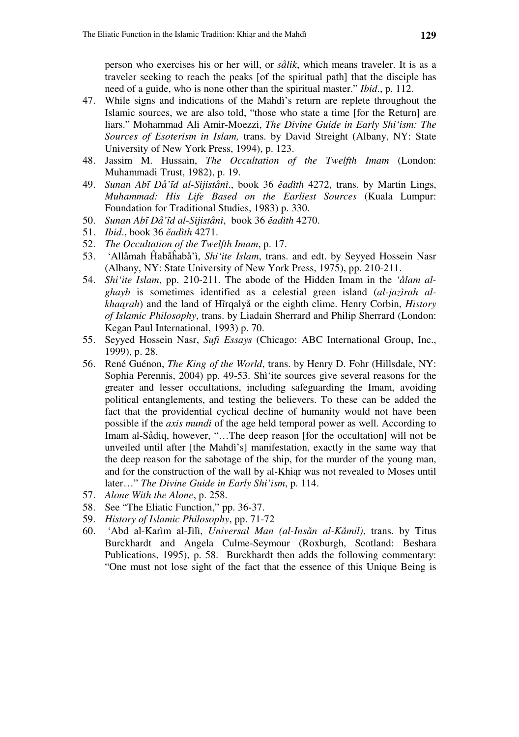person who exercises his or her will, or *sålik*, which means traveler. It is as a traveler seeking to reach the peaks [of the spiritual path] that the disciple has need of a guide, who is none other than the spiritual master." *Ibid*., p. 112.

47. While signs and indications of the Mahdì's return are replete throughout the Islamic sources, we are also told, "those who state a time [for the Return] are liars." Mohammad Ali Amir-Moezzi, *The Divine Guide in Early Shi'ism: The Sources of Esoterism in Islam,* trans. by David Streight (Albany, NY: State University of New York Press, 1994), p. 123.
48. Jassim M. Hussain, *The Occultation of the Twelfth Imam* (London: Muhammadi Trust, 1982), p. 19.
49. *Sunan Abĩ Då'ĩd al-Sijistånì*., book 36 *ĕadìth* 4272, trans. by Martin Lings, *Muhammad: His Life Based on the Earliest Sources* (Kuala Lumpur: Foundation for Traditional Studies, 1983) p. 330.
50. *Sunan Abĩ Då'ĩd al-Sijistånì*, book 36 *ĕadìth* 4270.
51. *Ibid*., book 36 *ĕadìth* 4271.
52. *The Occultation of the Twelfth Imam*, p. 17.
53. 'Allåmah Ĥabåĥabå'ì, *Shi'ite Islam*, trans. and edt. by Seyyed Hossein Nasr (Albany, NY: State University of New York Press, 1975), pp. 210-211.
54. *Shi'ite Islam*, pp. 210-211. The abode of the Hidden Imam in the *'ålam al-ghayb* is sometimes identified as a celestial green island (*al-jazìrah al-khaąrah*) and the land of Hĩrqalyå or the eighth clime. Henry Corbin, *History of Islamic Philosophy*, trans. by Liadain Sherrard and Philip Sherrard (London: Kegan Paul International, 1993) p. 70.
55. Seyyed Hossein Nasr, *Sufi Essays* (Chicago: ABC International Group, Inc., 1999), p. 28.
56. René Guénon, *The King of the World*, trans. by Henry D. Fohr (Hillsdale, NY: Sophia Perennis, 2004) pp. 49-53. Shì'ite sources give several reasons for the greater and lesser occultations, including safeguarding the Imam, avoiding political entanglements, and testing the believers. To these can be added the fact that the providential cyclical decline of humanity would not have been possible if the *axis mundi* of the age held temporal power as well. According to Imam al-Sådiq, however, "…The deep reason [for the occultation] will not be unveiled until after [the Mahdì's] manifestation, exactly in the same way that the deep reason for the sabotage of the ship, for the murder of the young man, and for the construction of the wall by al-Khiąr was not revealed to Moses until later…" *The Divine Guide in Early Shi'ism*, p. 114.
57. *Alone With the Alone*, p. 258.
58. See "The Eliatic Function," pp. 36-37.
59. *History of Islamic Philosophy*, pp. 71-72
60. 'Abd al-Karìm al-Jìlì, *Universal Man (al-Insån al-Kåmil)*, trans. by Titus Burckhardt and Angela Culme-Seymour (Roxburgh, Scotland: Beshara Publications, 1995), p. 58. Burckhardt then adds the following commentary: "One must not lose sight of the fact that the essence of this Unique Being is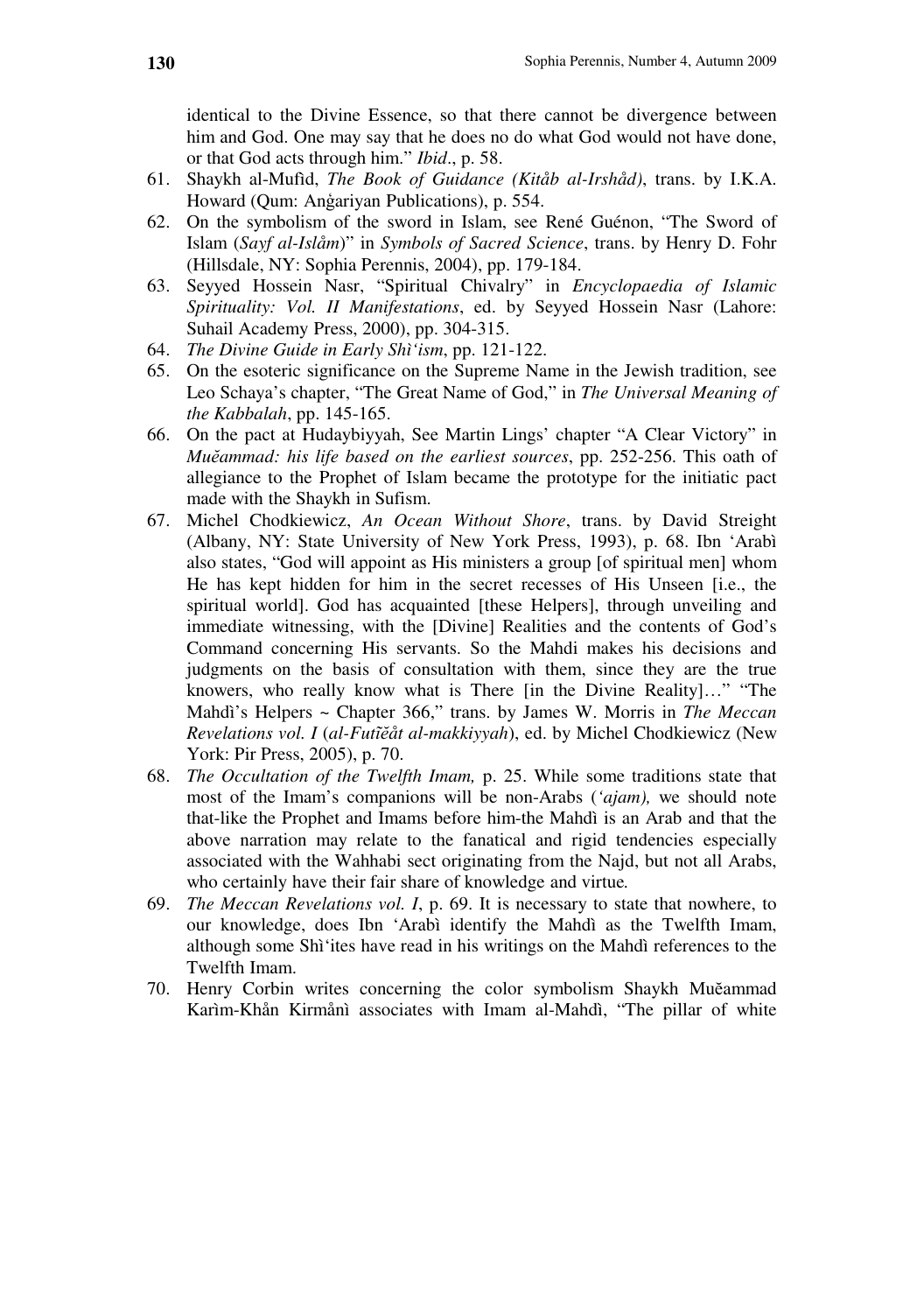identical to the Divine Essence, so that there cannot be divergence between him and God. One may say that he does no do what God would not have done, or that God acts through him." *Ibid*., p. 58.

61. Shaykh al-Mufîd, *The Book of Guidance (Kitåb al-Irshåd)*, trans. by I.K.A. Howard (Qum: Anṡariyan Publications), p. 554.
62. On the symbolism of the sword in Islam, see René Guénon, "The Sword of Islam (*Sayf al-Islåm*)" in *Symbols of Sacred Science*, trans. by Henry D. Fohr (Hillsdale, NY: Sophia Perennis, 2004), pp. 179-184.
63. Seyyed Hossein Nasr, "Spiritual Chivalry" in *Encyclopaedia of Islamic Spirituality: Vol. II Manifestations*, ed. by Seyyed Hossein Nasr (Lahore: Suhail Academy Press, 2000), pp. 304-315.
64. *The Divine Guide in Early Shì'ism*, pp. 121-122.
65. On the esoteric significance on the Supreme Name in the Jewish tradition, see Leo Schaya's chapter, "The Great Name of God," in *The Universal Meaning of the Kabbalah*, pp. 145-165.
66. On the pact at Hudaybiyyah, See Martin Lings' chapter "A Clear Victory" in *Muĕammad: his life based on the earliest sources*, pp. 252-256. This oath of allegiance to the Prophet of Islam became the prototype for the initiatic pact made with the Shaykh in Sufism.
67. Michel Chodkiewicz, *An Ocean Without Shore*, trans. by David Streight (Albany, NY: State University of New York Press, 1993), p. 68. Ibn 'Arabì also states, "God will appoint as His ministers a group [of spiritual men] whom He has kept hidden for him in the secret recesses of His Unseen [i.e., the spiritual world]. God has acquainted [these Helpers], through unveiling and immediate witnessing, with the [Divine] Realities and the contents of God's Command concerning His servants. So the Mahdi makes his decisions and judgments on the basis of consultation with them, since they are the true knowers, who really know what is There [in the Divine Reality]…" "The Mahdì's Helpers ~ Chapter 366," trans. by James W. Morris in *The Meccan Revelations vol. I* (*al-Futĩĕåt al-makkiyyah*), ed. by Michel Chodkiewicz (New York: Pir Press, 2005), p. 70.
68. *The Occultation of the Twelfth Imam,* p. 25. While some traditions state that most of the Imam's companions will be non-Arabs (*'ajam),* we should note that-like the Prophet and Imams before him-the Mahdì is an Arab and that the above narration may relate to the fanatical and rigid tendencies especially associated with the Wahhabi sect originating from the Najd, but not all Arabs, who certainly have their fair share of knowledge and virtue*.*
69. *The Meccan Revelations vol. I*, p. 69. It is necessary to state that nowhere, to our knowledge, does Ibn 'Arabì identify the Mahdì as the Twelfth Imam, although some Shì'ites have read in his writings on the Mahdì references to the Twelfth Imam.
70. Henry Corbin writes concerning the color symbolism Shaykh Muĕammad Karìm-Khån Kirmånì associates with Imam al-Mahdì, "The pillar of white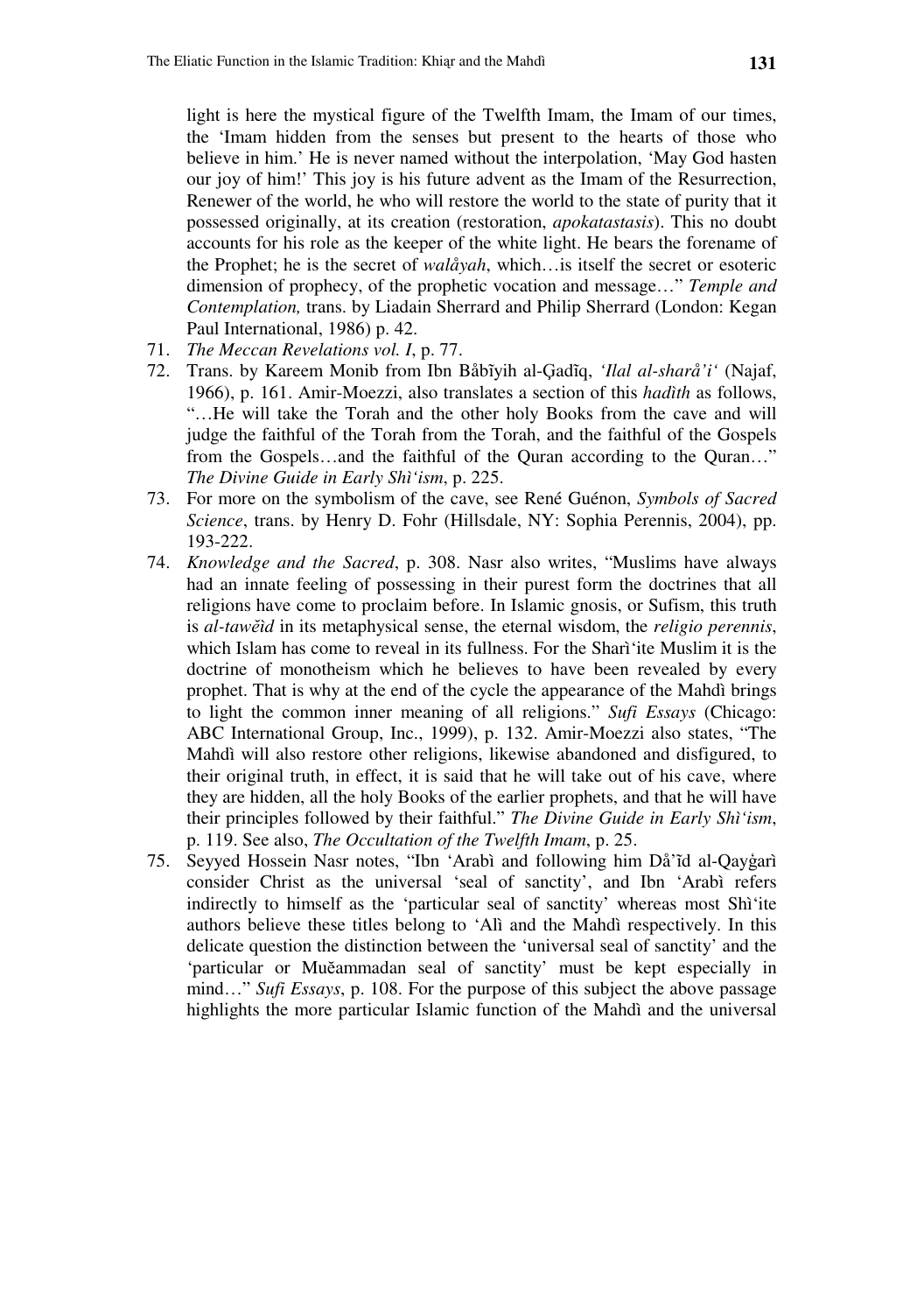light is here the mystical figure of the Twelfth Imam, the Imam of our times, the 'Imam hidden from the senses but present to the hearts of those who believe in him.' He is never named without the interpolation, 'May God hasten our joy of him!' This joy is his future advent as the Imam of the Resurrection, Renewer of the world, he who will restore the world to the state of purity that it possessed originally, at its creation (restoration, *apokatastasis*). This no doubt accounts for his role as the keeper of the white light. He bears the forename of the Prophet; he is the secret of *walåyah*, which…is itself the secret or esoteric dimension of prophecy, of the prophetic vocation and message…" *Temple and Contemplation,* trans. by Liadain Sherrard and Philip Sherrard (London: Kegan Paul International, 1986) p. 42.

71. *The Meccan Revelations vol. I*, p. 77.
72. Trans. by Kareem Monib from Ibn Båbĩyih al-Ģadĩq, *'Ilal al-sharå'i'* (Najaf, 1966), p. 161. Amir-Moezzi, also translates a section of this *hadìth* as follows, "…He will take the Torah and the other holy Books from the cave and will judge the faithful of the Torah from the Torah, and the faithful of the Gospels from the Gospels…and the faithful of the Quran according to the Quran…" *The Divine Guide in Early Shì'ism*, p. 225.
73. For more on the symbolism of the cave, see René Guénon, *Symbols of Sacred Science*, trans. by Henry D. Fohr (Hillsdale, NY: Sophia Perennis, 2004), pp. 193-222.
74. *Knowledge and the Sacred*, p. 308. Nasr also writes, "Muslims have always had an innate feeling of possessing in their purest form the doctrines that all religions have come to proclaim before. In Islamic gnosis, or Sufism, this truth is *al-tawĕìd* in its metaphysical sense, the eternal wisdom, the *religio perennis*, which Islam has come to reveal in its fullness. For the Sharì'ite Muslim it is the doctrine of monotheism which he believes to have been revealed by every prophet. That is why at the end of the cycle the appearance of the Mahdì brings to light the common inner meaning of all religions." *Sufi Essays* (Chicago: ABC International Group, Inc., 1999), p. 132. Amir-Moezzi also states, "The Mahdì will also restore other religions, likewise abandoned and disfigured, to their original truth, in effect, it is said that he will take out of his cave, where they are hidden, all the holy Books of the earlier prophets, and that he will have their principles followed by their faithful." *The Divine Guide in Early Shì'ism*, p. 119. See also, *The Occultation of the Twelfth Imam*, p. 25.
75. Seyyed Hossein Nasr notes, "Ibn 'Arabì and following him Då'ĩd al-Qayġarì consider Christ as the universal 'seal of sanctity', and Ibn 'Arabì refers indirectly to himself as the 'particular seal of sanctity' whereas most Shì'ite authors believe these titles belong to 'Alì and the Mahdì respectively. In this delicate question the distinction between the 'universal seal of sanctity' and the 'particular or Muĕammadan seal of sanctity' must be kept especially in mind…" *Sufi Essays*, p. 108. For the purpose of this subject the above passage highlights the more particular Islamic function of the Mahdì and the universal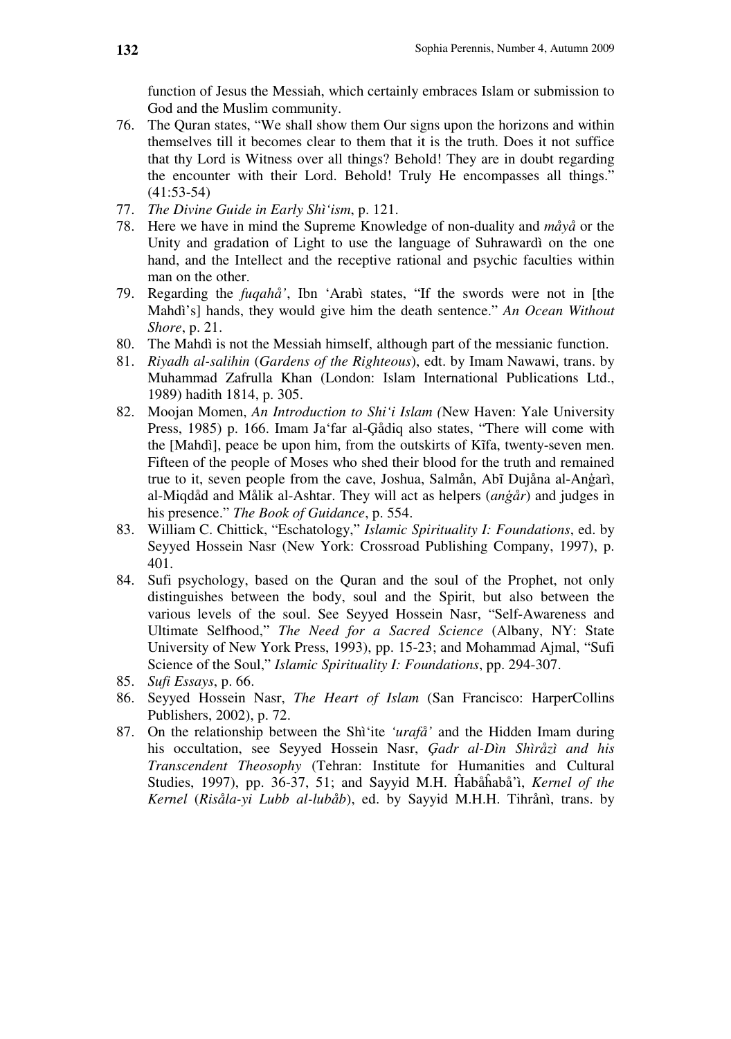function of Jesus the Messiah, which certainly embraces Islam or submission to God and the Muslim community.

76. The Quran states, "We shall show them Our signs upon the horizons and within themselves till it becomes clear to them that it is the truth. Does it not suffice that thy Lord is Witness over all things? Behold! They are in doubt regarding the encounter with their Lord. Behold! Truly He encompasses all things." (41:53-54)
77. *The Divine Guide in Early Shì'ism*, p. 121.
78. Here we have in mind the Supreme Knowledge of non-duality and *måyå* or the Unity and gradation of Light to use the language of Suhrawardì on the one hand, and the Intellect and the receptive rational and psychic faculties within man on the other.
79. Regarding the *fuqahå'*, Ibn 'Arabì states, "If the swords were not in [the Mahdì's] hands, they would give him the death sentence." *An Ocean Without Shore*, p. 21.
80. The Mahdì is not the Messiah himself, although part of the messianic function.
81. *Riyadh al-salihin* (*Gardens of the Righteous*), edt. by Imam Nawawi, trans. by Muhammad Zafrulla Khan (London: Islam International Publications Ltd., 1989) hadith 1814, p. 305.
82. Moojan Momen, *An Introduction to Shi'i Islam (*New Haven: Yale University Press, 1985) p. 166. Imam Ja'far al-Ģådiq also states, "There will come with the [Mahdì], peace be upon him, from the outskirts of Kĩfa, twenty-seven men. Fifteen of the people of Moses who shed their blood for the truth and remained true to it, seven people from the cave, Joshua, Salmån, Abĩ Dujåna al-Anġarì, al-Miqdåd and Målik al-Ashtar. They will act as helpers (*anġår*) and judges in his presence." *The Book of Guidance*, p. 554.
83. William C. Chittick, "Eschatology," *Islamic Spirituality I: Foundations*, ed. by Seyyed Hossein Nasr (New York: Crossroad Publishing Company, 1997), p. 401.
84. Sufi psychology, based on the Quran and the soul of the Prophet, not only distinguishes between the body, soul and the Spirit, but also between the various levels of the soul. See Seyyed Hossein Nasr, "Self-Awareness and Ultimate Selfhood," *The Need for a Sacred Science* (Albany, NY: State University of New York Press, 1993), pp. 15-23; and Mohammad Ajmal, "Sufi Science of the Soul," *Islamic Spirituality I: Foundations*, pp. 294-307.
85. *Sufi Essays*, p. 66.
86. Seyyed Hossein Nasr, *The Heart of Islam* (San Francisco: HarperCollins Publishers, 2002), p. 72.
87. On the relationship between the Shì'ite *'urafå'* and the Hidden Imam during his occultation, see Seyyed Hossein Nasr, *Ģadr al-Dìn Shìråzì and his Transcendent Theosophy* (Tehran: Institute for Humanities and Cultural Studies, 1997), pp. 36-37, 51; and Sayyid M.H. Ĥabåĥabå'ì, *Kernel of the Kernel* (*Risåla-yi Lubb al-lubåb*), ed. by Sayyid M.H.H. Tihrånì, trans. by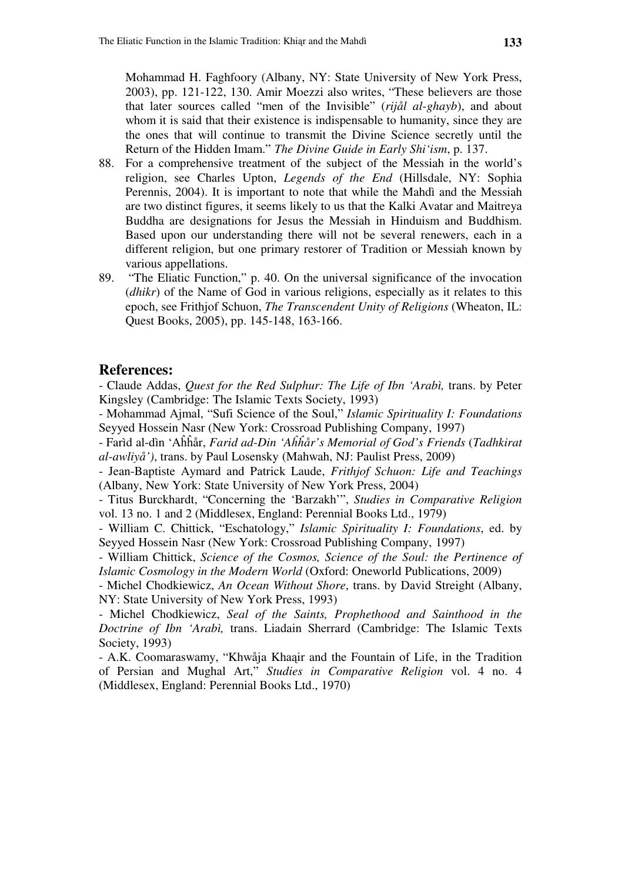Mohammad H. Faghfoory (Albany, NY: State University of New York Press, 2003), pp. 121-122, 130. Amir Moezzi also writes, "These believers are those that later sources called "men of the Invisible" (*rijål al-ghayb*), and about whom it is said that their existence is indispensable to humanity, since they are the ones that will continue to transmit the Divine Science secretly until the Return of the Hidden Imam." *The Divine Guide in Early Shi'ism*, p. 137.

88. For a comprehensive treatment of the subject of the Messiah in the world's religion, see Charles Upton, *Legends of the End* (Hillsdale, NY: Sophia Perennis, 2004). It is important to note that while the Mahdì and the Messiah are two distinct figures, it seems likely to us that the Kalki Avatar and Maitreya Buddha are designations for Jesus the Messiah in Hinduism and Buddhism. Based upon our understanding there will not be several renewers, each in a different religion, but one primary restorer of Tradition or Messiah known by various appellations.
89. "The Eliatic Function," p. 40. On the universal significance of the invocation (*dhikr*) of the Name of God in various religions, especially as it relates to this epoch, see Frithjof Schuon, *The Transcendent Unity of Religions* (Wheaton, IL: Quest Books, 2005), pp. 145-148, 163-166.

## References:

- Claude Addas, *Quest for the Red Sulphur: The Life of Ibn 'Arabì,* trans. by Peter Kingsley (Cambridge: The Islamic Texts Society, 1993)
- Mohammad Ajmal, "Sufi Science of the Soul," *Islamic Spirituality I: Foundations* Seyyed Hossein Nasr (New York: Crossroad Publishing Company, 1997)
- Farìd al-dìn 'Aĥĥår, *Farid ad-Din 'Aĥĥår's Memorial of God's Friends* (*Tadhkirat al-awliyå')*, trans. by Paul Losensky (Mahwah, NJ: Paulist Press, 2009)
- Jean-Baptiste Aymard and Patrick Laude, *Frithjof Schuon: Life and Teachings* (Albany, New York: State University of New York Press, 2004)
- Titus Burckhardt, "Concerning the 'Barzakh'", *Studies in Comparative Religion* vol. 13 no. 1 and 2 (Middlesex, England: Perennial Books Ltd., 1979)
- William C. Chittick, "Eschatology," *Islamic Spirituality I: Foundations*, ed. by Seyyed Hossein Nasr (New York: Crossroad Publishing Company, 1997)
- William Chittick, *Science of the Cosmos, Science of the Soul: the Pertinence of Islamic Cosmology in the Modern World* (Oxford: Oneworld Publications, 2009)
- Michel Chodkiewicz, *An Ocean Without Shore*, trans. by David Streight (Albany, NY: State University of New York Press, 1993)
- Michel Chodkiewicz, *Seal of the Saints, Prophethood and Sainthood in the Doctrine of Ibn 'Arabì,* trans. Liadain Sherrard (Cambridge: The Islamic Texts Society, 1993)
- A.K. Coomaraswamy, "Khwåja Khaạir and the Fountain of Life, in the Tradition of Persian and Mughal Art," *Studies in Comparative Religion* vol. 4 no. 4 (Middlesex, England: Perennial Books Ltd., 1970)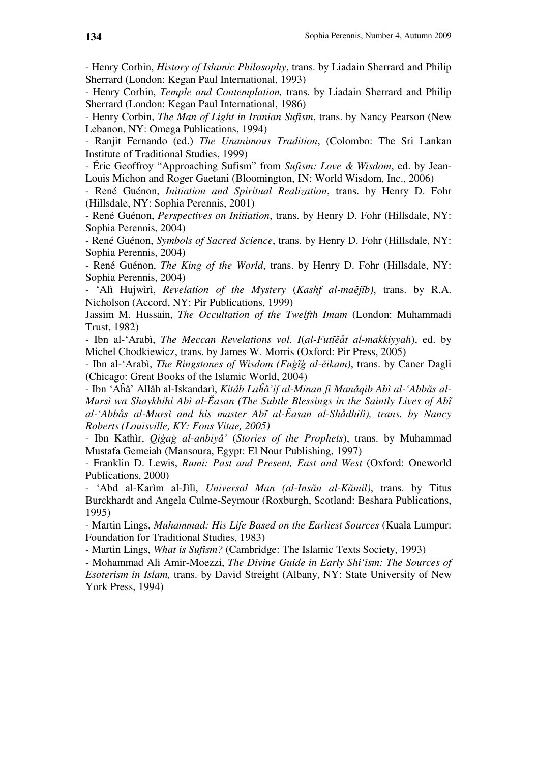- Henry Corbin, *History of Islamic Philosophy*, trans. by Liadain Sherrard and Philip Sherrard (London: Kegan Paul International, 1993)

- Henry Corbin, *Temple and Contemplation,* trans. by Liadain Sherrard and Philip Sherrard (London: Kegan Paul International, 1986)

- Henry Corbin, *The Man of Light in Iranian Sufism*, trans. by Nancy Pearson (New Lebanon, NY: Omega Publications, 1994)

- Ranjit Fernando (ed.) *The Unanimous Tradition*, (Colombo: The Sri Lankan Institute of Traditional Studies, 1999)

- Éric Geoffroy "Approaching Sufism" from *Sufism: Love & Wisdom*, ed. by Jean-Louis Michon and Roger Gaetani (Bloomington, IN: World Wisdom, Inc., 2006)

- René Guénon, *Initiation and Spiritual Realization*, trans. by Henry D. Fohr (Hillsdale, NY: Sophia Perennis, 2001)

- René Guénon, *Perspectives on Initiation*, trans. by Henry D. Fohr (Hillsdale, NY: Sophia Perennis, 2004)

- René Guénon, *Symbols of Sacred Science*, trans. by Henry D. Fohr (Hillsdale, NY: Sophia Perennis, 2004)

- René Guénon, *The King of the World*, trans. by Henry D. Fohr (Hillsdale, NY: Sophia Perennis, 2004)

- 'Alì Hujwìrì, *Revelation of the Mystery* (*Kashf al-maĕjĩb)*, trans. by R.A. Nicholson (Accord, NY: Pir Publications, 1999)

Jassim M. Hussain, *The Occultation of the Twelfth Imam* (London: Muhammadi Trust, 1982)

- Ibn al-'Arabì, *The Meccan Revelations vol. I*(*al-Futĩĕåt al-makkiyyah*), ed. by Michel Chodkiewicz, trans. by James W. Morris (Oxford: Pir Press, 2005)

- Ibn al-'Arabì, *The Ringstones of Wisdom (Fuģĩģ al-ĕikam)*, trans. by Caner Dagli (Chicago: Great Books of the Islamic World, 2004)

- Ibn 'Aĥå' Allåh al-Iskandarì, *Kitåb Laĥå'if al-Minan fi Manåqib Abì al-'Abbås al-Mursì wa Shaykhihi Abì al-Ĕasan (The Subtle Blessings in the Saintly Lives of Abĩ al-'Abbås al-Mursì and his master Abĩ al-Ĕasan al-Shådhilì), trans. by Nancy Roberts (Louisville, KY: Fons Vitae, 2005)*

- Ibn Kathìr, *Qiģaģ al-anbiyå'* (*Stories of the Prophets*), trans. by Muhammad Mustafa Gemeiah (Mansoura, Egypt: El Nour Publishing, 1997)

- Franklin D. Lewis, *Rumi: Past and Present, East and West* (Oxford: Oneworld Publications, 2000)

- 'Abd al-Karìm al-Jìlì, *Universal Man (al-Insån al-Kåmil)*, trans. by Titus Burckhardt and Angela Culme-Seymour (Roxburgh, Scotland: Beshara Publications, 1995)

- Martin Lings, *Muhammad: His Life Based on the Earliest Sources* (Kuala Lumpur: Foundation for Traditional Studies, 1983)

- Martin Lings, *What is Sufism?* (Cambridge: The Islamic Texts Society, 1993)

- Mohammad Ali Amir-Moezzi, *The Divine Guide in Early Shi'ism: The Sources of Esoterism in Islam,* trans. by David Streight (Albany, NY: State University of New York Press, 1994)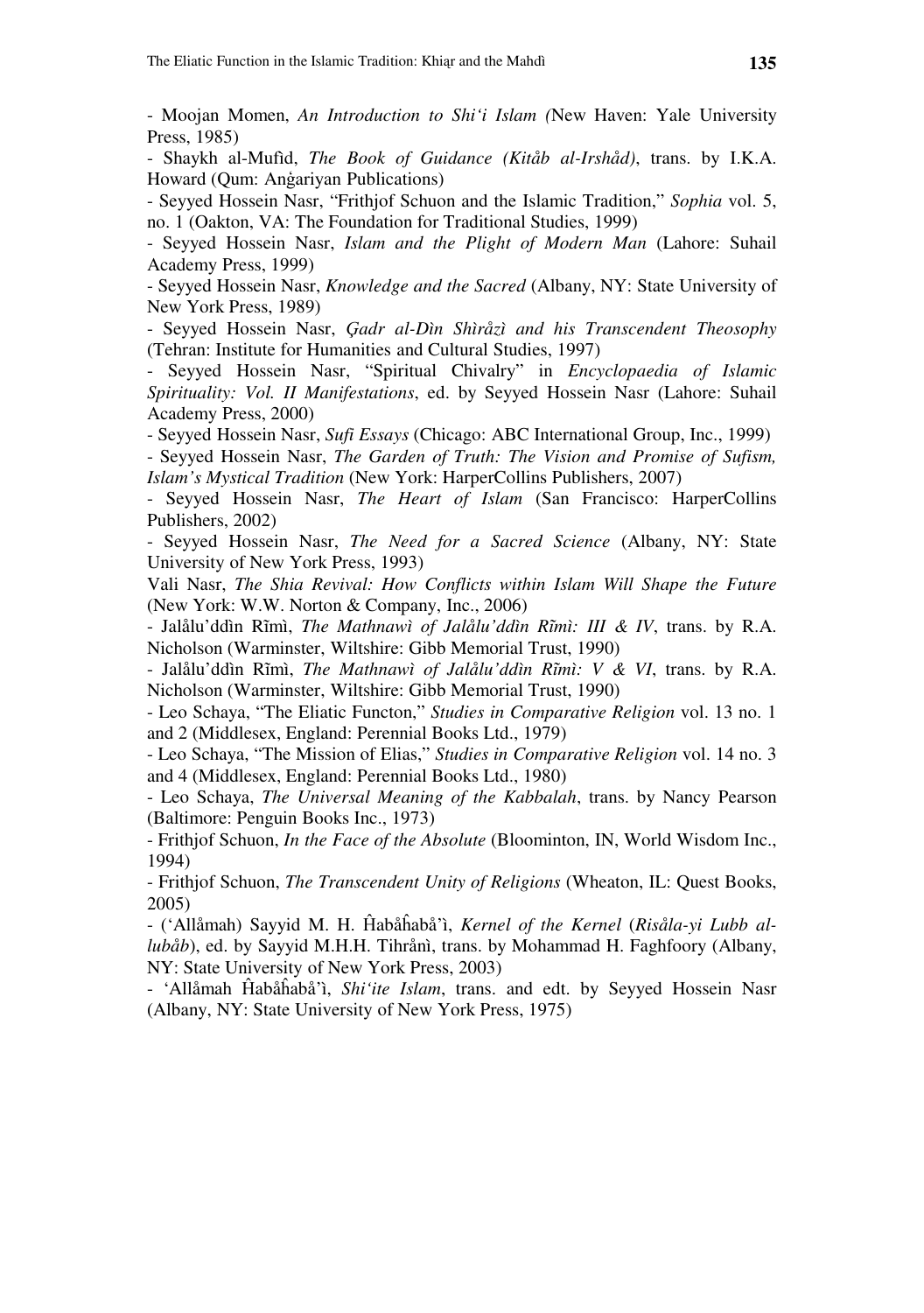- Moojan Momen, *An Introduction to Shi'i Islam (*New Haven: Yale University Press, 1985)

- Shaykh al-Mufid, *The Book of Guidance (Kitåb al-Irshåd)*, trans. by I.K.A. Howard (Qum: Anġariyan Publications)

- Seyyed Hossein Nasr, "Frithjof Schuon and the Islamic Tradition," *Sophia* vol. 5, no. 1 (Oakton, VA: The Foundation for Traditional Studies, 1999)

- Seyyed Hossein Nasr, *Islam and the Plight of Modern Man* (Lahore: Suhail Academy Press, 1999)

- Seyyed Hossein Nasr, *Knowledge and the Sacred* (Albany, NY: State University of New York Press, 1989)

- Seyyed Hossein Nasr, *Çadr al-Dìn Shìråzì and his Transcendent Theosophy* (Tehran: Institute for Humanities and Cultural Studies, 1997)

- Seyyed Hossein Nasr, "Spiritual Chivalry" in *Encyclopaedia of Islamic Spirituality: Vol. II Manifestations*, ed. by Seyyed Hossein Nasr (Lahore: Suhail Academy Press, 2000)

- Seyyed Hossein Nasr, *Sufi Essays* (Chicago: ABC International Group, Inc., 1999)

- Seyyed Hossein Nasr, *The Garden of Truth: The Vision and Promise of Sufism, Islam's Mystical Tradition* (New York: HarperCollins Publishers, 2007)

- Seyyed Hossein Nasr, *The Heart of Islam* (San Francisco: HarperCollins Publishers, 2002)

- Seyyed Hossein Nasr, *The Need for a Sacred Science* (Albany, NY: State University of New York Press, 1993)

Vali Nasr, *The Shia Revival: How Conflicts within Islam Will Shape the Future* (New York: W.W. Norton & Company, Inc., 2006)

- Jalålu'ddìn Rĩmì, *The Mathnawì of Jalålu'ddìn Rĩmì: III & IV*, trans. by R.A. Nicholson (Warminster, Wiltshire: Gibb Memorial Trust, 1990)

- Jalålu'ddìn Rĩmì, *The Mathnawì of Jalålu'ddìn Rĩmì: V & VI*, trans. by R.A. Nicholson (Warminster, Wiltshire: Gibb Memorial Trust, 1990)

- Leo Schaya, "The Eliatic Functon," *Studies in Comparative Religion* vol. 13 no. 1 and 2 (Middlesex, England: Perennial Books Ltd., 1979)

- Leo Schaya, "The Mission of Elias," *Studies in Comparative Religion* vol. 14 no. 3 and 4 (Middlesex, England: Perennial Books Ltd., 1980)

- Leo Schaya, *The Universal Meaning of the Kabbalah*, trans. by Nancy Pearson (Baltimore: Penguin Books Inc., 1973)

- Frithjof Schuon, *In the Face of the Absolute* (Bloominton, IN, World Wisdom Inc., 1994)

- Frithjof Schuon, *The Transcendent Unity of Religions* (Wheaton, IL: Quest Books, 2005)

- ('Allåmah) Sayyid M. H. Ĥabåĥabå'ì, *Kernel of the Kernel* (*Risåla-yi Lubb al-lubåb*), ed. by Sayyid M.H.H. Tihrånì, trans. by Mohammad H. Faghfoory (Albany, NY: State University of New York Press, 2003)

- 'Allåmah Ĥabåĥabå'ì, *Shi'ite Islam*, trans. and edt. by Seyyed Hossein Nasr (Albany, NY: State University of New York Press, 1975)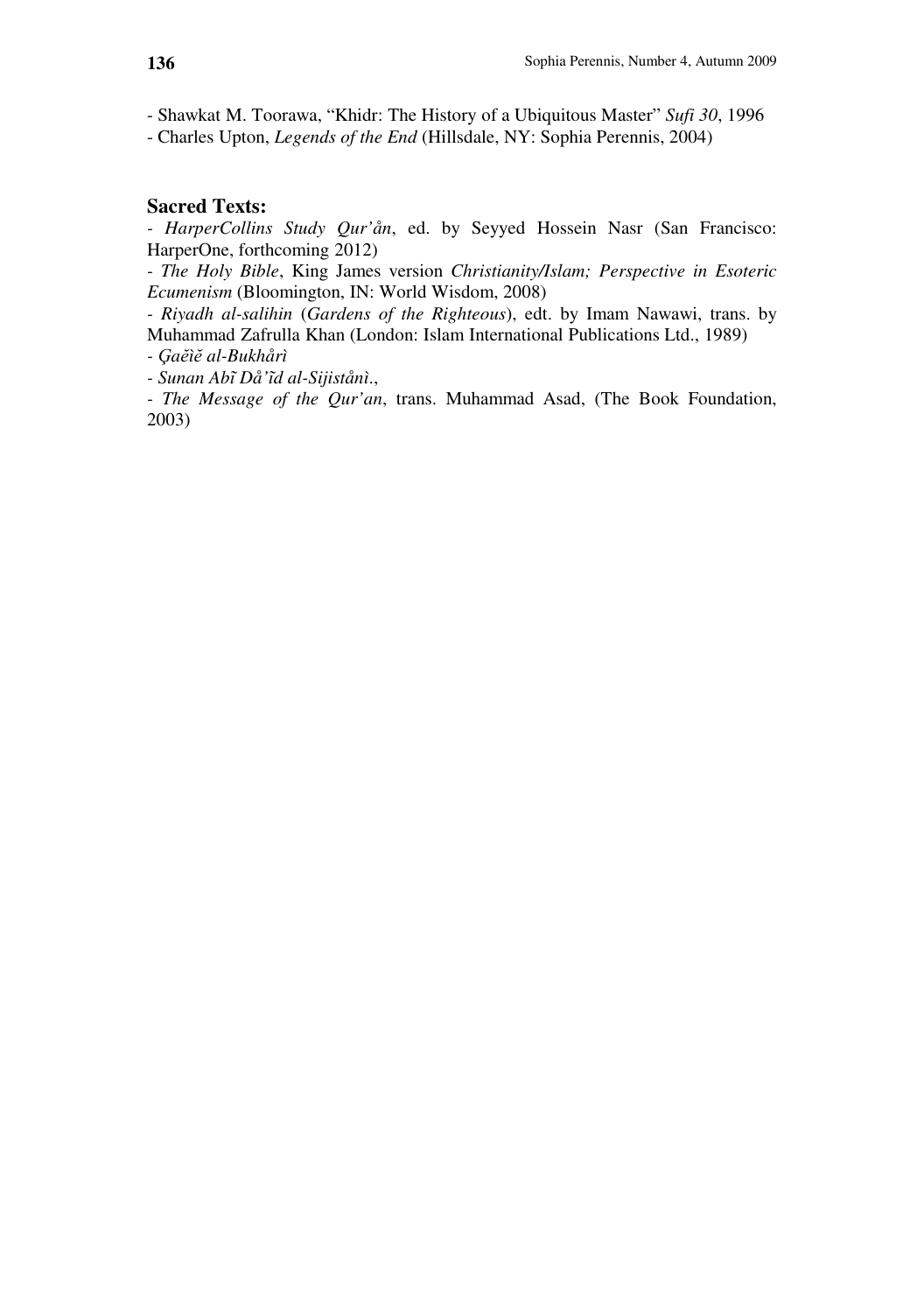- Shawkat M. Toorawa, "Khidr: The History of a Ubiquitous Master" *Sufi 30*, 1996
- Charles Upton, *Legends of the End* (Hillsdale, NY: Sophia Perennis, 2004)

## Sacred Texts:

- *HarperCollins Study Qur'ån*, ed. by Seyyed Hossein Nasr (San Francisco: HarperOne, forthcoming 2012)
- *The Holy Bible*, King James version *Christianity/Islam; Perspective in Esoteric Ecumenism* (Bloomington, IN: World Wisdom, 2008)
- *Riyadh al-salihin* (*Gardens of the Righteous*), edt. by Imam Nawawi, trans. by Muhammad Zafrulla Khan (London: Islam International Publications Ltd., 1989)
- *Ģaĕìĕ al-Bukhårì*
- *Sunan Abĩ Då'ĩd al-Sijistånì*.,
- *The Message of the Qur'an*, trans. Muhammad Asad, (The Book Foundation, 2003)